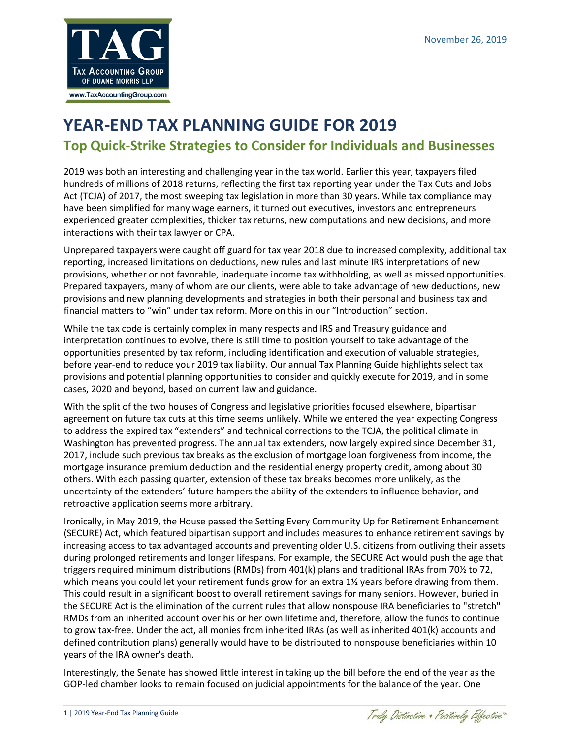November 26, 2019

# YEAR-END TAX PLANNING GUIDE FOR 2019

## Top Quick-Strike Strategies to Consider for Individuals and Businesses

2019 was both an interesting and challenging year in the tax world. Earlier this year, taxpayers filed hundreds of millions of 2018 returns, reflecting the first tax reporting year under the Tax Cuts and Jobs Act (TCJA) of 2017, the most sweeping tax legislation in more than 30 years. While tax compliance may have been simplified for many wage earners, it turned out executives, investors and entrepreneurs experienced greater complexities, thicker tax returns, new computations and new decisions, and more interactions with their tax lawyer or CPA.

Unprepared taxpayers were caught off guard for tax year 2018 due to increased complexity, additional tax reporting, increased limitations on deductions, new rules and last minute IRS interpretations of new provisions, whether or not favorable, inadequate income tax withholding, as well as missed opportunities. Prepared taxpayers, many of whom are our clients, were able to take advantage of new deductions, new provisions and new planning developments and strategies in both their personal and business tax and financial matters to "win" under tax reform. More on this in our "Introduction" section.

While the tax code is certainly complex in many respects and IRS and Treasury guidance and interpretation continues to evolve, there is still time to position yourself to take advantage of the opportunities presented by tax reform, including identification and execution of valuable strategies, before year-end to reduce your 2019 tax liability. Our annual Tax Planning Guide highlights select tax provisions and potential planning opportunities to consider and quickly execute for 2019, and in some cases, 2020 and beyond, based on current law and guidance.

With the split of the two houses of Congress and legislative priorities focused elsewhere, bipartisan agreement on future tax cuts at this time seems unlikely. While we entered the year expecting Congress to address the expired tax "extenders" and technical corrections to the TCJA, the political climate in Washington has prevented progress. The annual tax extenders, now largely expired since December 31, 2017, include such previous tax breaks as the exclusion of mortgage loan forgiveness from income, the mortgage insurance premium deduction and the residential energy property credit, among about 30 others. With each passing quarter, extension of these tax breaks becomes more unlikely, as the uncertainty of the extenders' future hampers the ability of the extenders to influence behavior, and retroactive application seems more arbitrary.

Ironically, in May 2019, the House passed the Setting Every Community Up for Retirement Enhancement (SECURE) Act, which featured bipartisan support and includes measures to enhance retirement savings by increasing access to tax advantaged accounts and preventing older U.S. citizens from outliving their assets during prolonged retirements and longer lifespans. For example, the SECURE Act would push the age that triggers required minimum distributions (RMDs) from 401(k) plans and traditional IRAs from 70½ to 72, which means you could let your retirement funds grow for an extra 1½ years before drawing from them. This could result in a significant boost to overall retirement savings for many seniors. However, buried in the SECURE Act is the elimination of the current rules that allow nonspouse IRA beneficiaries to "stretch" RMDs from an inherited account over his or her own lifetime and, therefore, allow the funds to continue to grow tax-free. Under the act, all monies from inherited IRAs (as well as inherited 401(k) accounts and defined contribution plans) generally would have to be distributed to nonspouse beneficiaries within 10 years of the IRA owner's death.

Interestingly, the Senate has showed little interest in taking up the bill before the end of the year as the GOP-led chamber looks to remain focused on judicial appointments for the balance of the year. One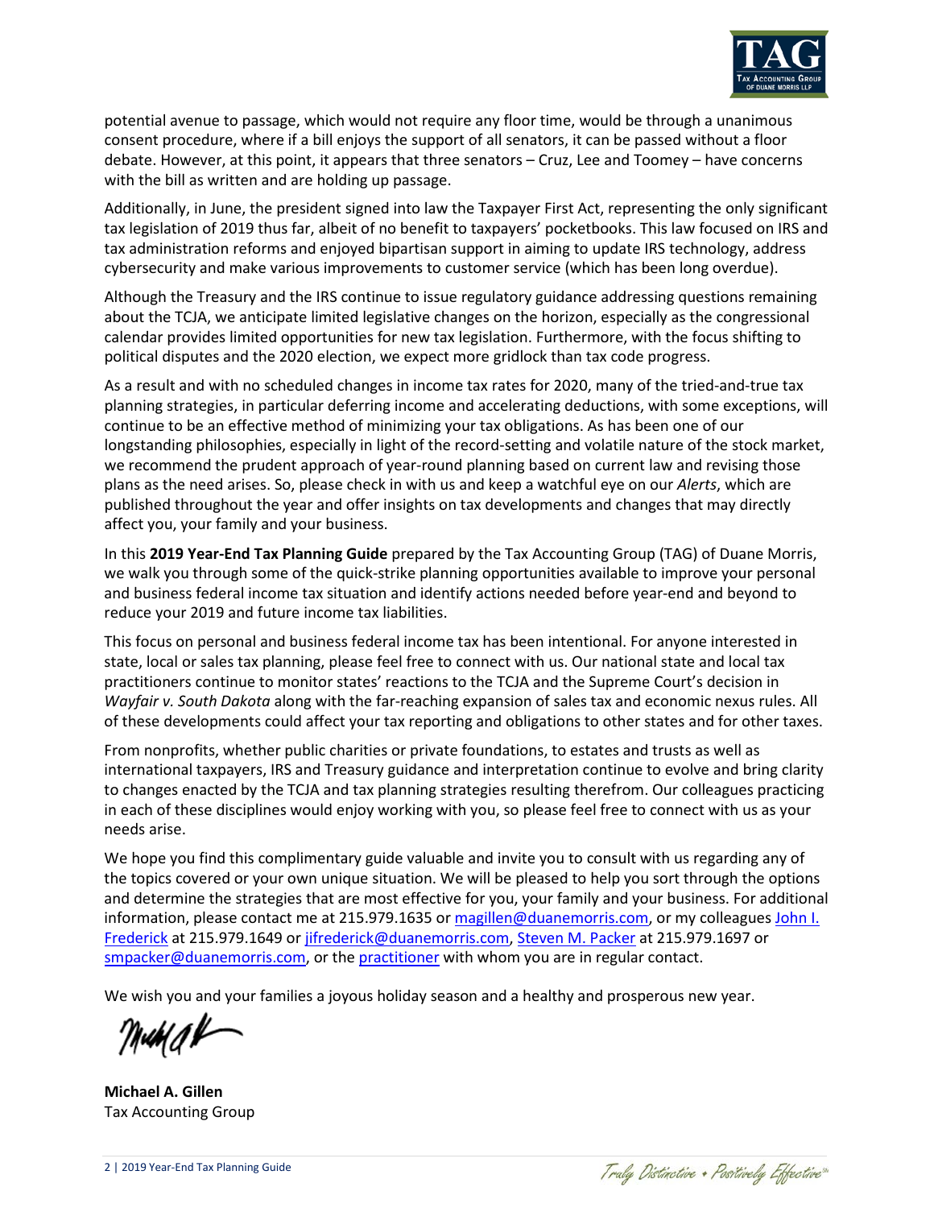potential avenue to passage, which would not require any floor time, would be through a unanimous consent procedure, where if a bill enjoys the support of all senators, it can be passed without a floor debate. However, at this point, it appears that three senators – Cruz, Lee and Toomey – have concerns with the bill as written and are holding up passage.

Additionally, in June, the president signed into law the Taxpayer First Act, representing the only significant tax legislation of 2019 thus far, albeit of no benefit to taxpayers' pocketbooks. This law focused on IRS and tax administration reforms and enjoyed bipartisan support in aiming to update IRS technology, address cybersecurity and make various improvements to customer service (which has been long overdue).

Although the Treasury and the IRS continue to issue regulatory guidance addressing questions remaining about the TCJA, we anticipate limited legislative changes on the horizon, especially as the congressional calendar provides limited opportunities for new tax legislation. Furthermore, with the focus shifting to political disputes and the 2020 election, we expect more gridlock than tax code progress.

As a result and with no scheduled changes in income tax rates for 2020, many of the tried-and-true tax planning strategies, in particular deferring income and accelerating deductions, with some exceptions, will continue to be an effective method of minimizing your tax obligations. As has been one of our longstanding philosophies, especially in light of the record-setting and volatile nature of the stock market, we recommend the prudent approach of year-round planning based on current law and revising those plans as the need arises. So, please check in with us and keep a watchful eye on our *Alerts*, which are published throughout the year and offer insights on tax developments and changes that may directly affect you, your family and your business.

In this **2019 Year-End Tax Planning Guide** prepared by the Tax Accounting Group (TAG) of Duane Morris, we walk you through some of the quick-strike planning opportunities available to improve your personal and business federal income tax situation and identify actions needed before year-end and beyond to reduce your 2019 and future income tax liabilities.

This focus on personal and business federal income tax has been intentional. For anyone interested in state, local or sales tax planning, please feel free to connect with us. Our national state and local tax practitioners continue to monitor states' reactions to the TCJA and the Supreme Court's decision in *Wayfair v. South Dakota* along with the far-reaching expansion of sales tax and economic nexus rules. All of these developments could affect your tax reporting and obligations to other states and for other taxes.

From nonprofits, whether public charities or private foundations, to estates and trusts as well as international taxpayers, IRS and Treasury guidance and interpretation continue to evolve and bring clarity to changes enacted by the TCJA and tax planning strategies resulting therefrom. Our colleagues practicing in each of these disciplines would enjoy working with you, so please feel free to connect with us as your needs arise.

We hope you find this complimentary guide valuable and invite you to consult with us regarding any of the topics covered or your own unique situation. We will be pleased to help you sort through the options and determine the strategies that are most effective for you, your family and your business. For additional information, please contact me at 215.979.1635 or magillen@duanemorris.com, or my colleagues John I. Frederick at 215.979.1649 or jifrederick@duanemorris.com, Steven M. Packer at 215.979.1697 or smpacker@duanemorris.com, or the practitioner with whom you are in regular contact.

We wish you and your families a joyous holiday season and a healthy and prosperous new year.

**Michael A. Gillen**
Tax Accounting Group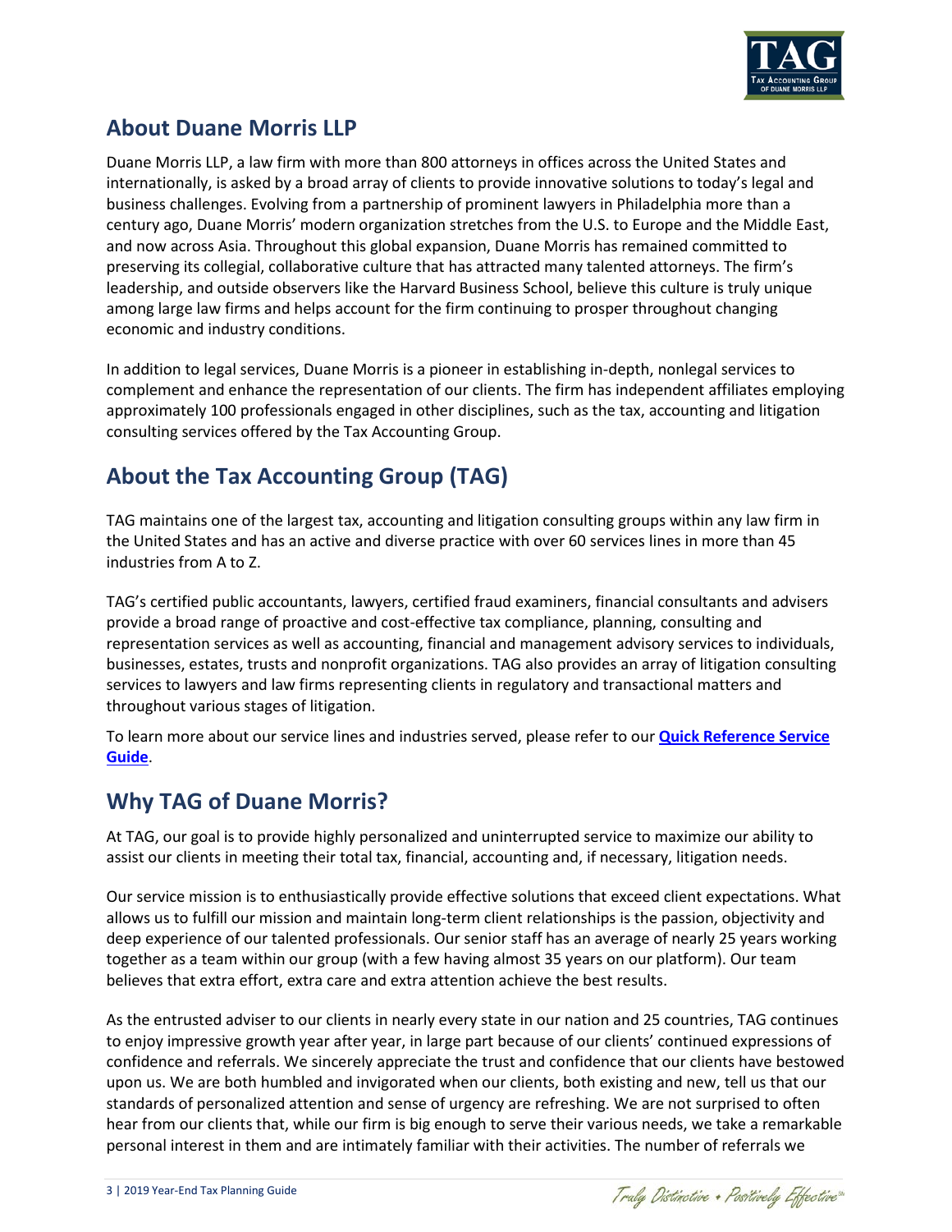## About Duane Morris LLP

Duane Morris LLP, a law firm with more than 800 attorneys in offices across the United States and internationally, is asked by a broad array of clients to provide innovative solutions to today's legal and business challenges. Evolving from a partnership of prominent lawyers in Philadelphia more than a century ago, Duane Morris' modern organization stretches from the U.S. to Europe and the Middle East, and now across Asia. Throughout this global expansion, Duane Morris has remained committed to preserving its collegial, collaborative culture that has attracted many talented attorneys. The firm's leadership, and outside observers like the Harvard Business School, believe this culture is truly unique among large law firms and helps account for the firm continuing to prosper throughout changing economic and industry conditions.

In addition to legal services, Duane Morris is a pioneer in establishing in-depth, nonlegal services to complement and enhance the representation of our clients. The firm has independent affiliates employing approximately 100 professionals engaged in other disciplines, such as the tax, accounting and litigation consulting services offered by the Tax Accounting Group.

## About the Tax Accounting Group (TAG)

TAG maintains one of the largest tax, accounting and litigation consulting groups within any law firm in the United States and has an active and diverse practice with over 60 services lines in more than 45 industries from A to Z.

TAG's certified public accountants, lawyers, certified fraud examiners, financial consultants and advisers provide a broad range of proactive and cost-effective tax compliance, planning, consulting and representation services as well as accounting, financial and management advisory services to individuals, businesses, estates, trusts and nonprofit organizations. TAG also provides an array of litigation consulting services to lawyers and law firms representing clients in regulatory and transactional matters and throughout various stages of litigation.

To learn more about our service lines and industries served, please refer to our **Quick Reference Service Guide**.

## Why TAG of Duane Morris?

At TAG, our goal is to provide highly personalized and uninterrupted service to maximize our ability to assist our clients in meeting their total tax, financial, accounting and, if necessary, litigation needs.

Our service mission is to enthusiastically provide effective solutions that exceed client expectations. What allows us to fulfill our mission and maintain long-term client relationships is the passion, objectivity and deep experience of our talented professionals. Our senior staff has an average of nearly 25 years working together as a team within our group (with a few having almost 35 years on our platform). Our team believes that extra effort, extra care and extra attention achieve the best results.

As the entrusted adviser to our clients in nearly every state in our nation and 25 countries, TAG continues to enjoy impressive growth year after year, in large part because of our clients' continued expressions of confidence and referrals. We sincerely appreciate the trust and confidence that our clients have bestowed upon us. We are both humbled and invigorated when our clients, both existing and new, tell us that our standards of personalized attention and sense of urgency are refreshing. We are not surprised to often hear from our clients that, while our firm is big enough to serve their various needs, we take a remarkable personal interest in them and are intimately familiar with their activities. The number of referrals we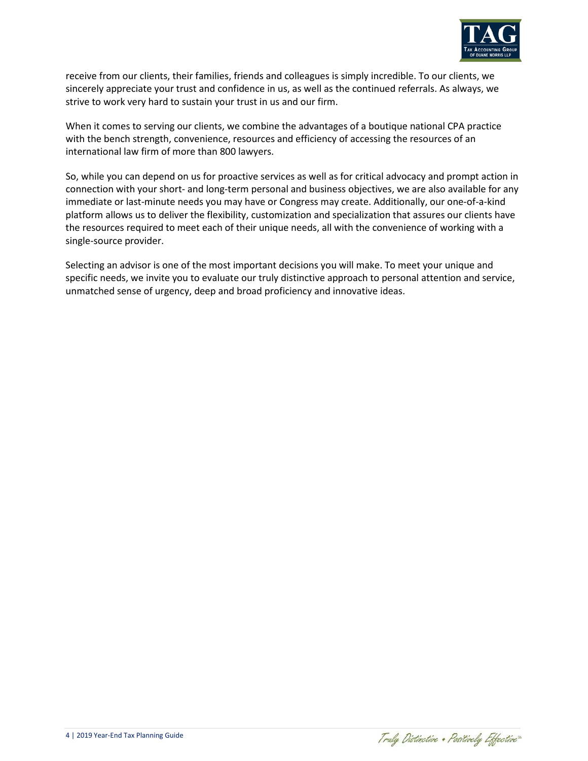receive from our clients, their families, friends and colleagues is simply incredible. To our clients, we sincerely appreciate your trust and confidence in us, as well as the continued referrals. As always, we strive to work very hard to sustain your trust in us and our firm.

When it comes to serving our clients, we combine the advantages of a boutique national CPA practice with the bench strength, convenience, resources and efficiency of accessing the resources of an international law firm of more than 800 lawyers.

So, while you can depend on us for proactive services as well as for critical advocacy and prompt action in connection with your short- and long-term personal and business objectives, we are also available for any immediate or last-minute needs you may have or Congress may create. Additionally, our one-of-a-kind platform allows us to deliver the flexibility, customization and specialization that assures our clients have the resources required to meet each of their unique needs, all with the convenience of working with a single-source provider.

Selecting an advisor is one of the most important decisions you will make. To meet your unique and specific needs, we invite you to evaluate our truly distinctive approach to personal attention and service, unmatched sense of urgency, deep and broad proficiency and innovative ideas.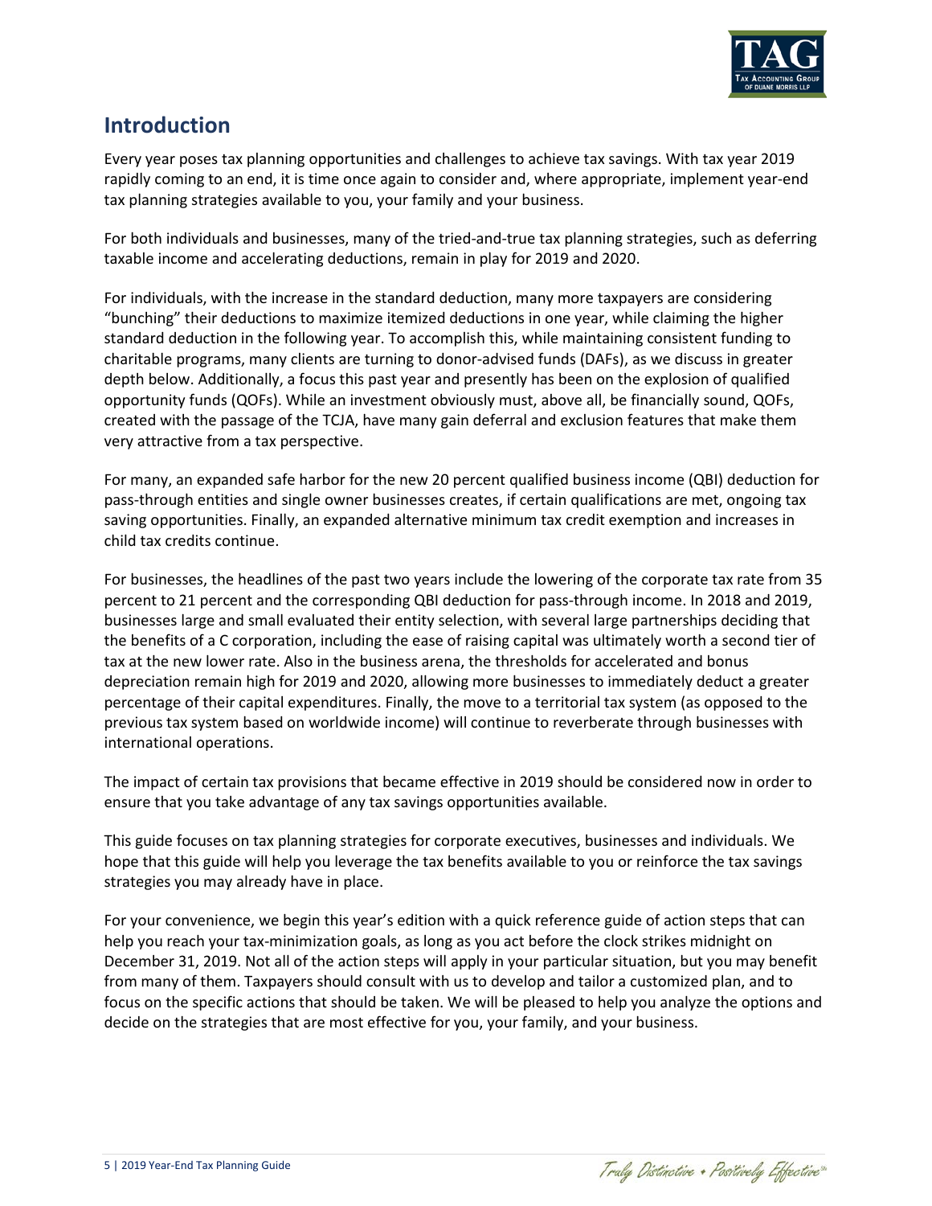## Introduction

Every year poses tax planning opportunities and challenges to achieve tax savings. With tax year 2019 rapidly coming to an end, it is time once again to consider and, where appropriate, implement year-end tax planning strategies available to you, your family and your business.

For both individuals and businesses, many of the tried-and-true tax planning strategies, such as deferring taxable income and accelerating deductions, remain in play for 2019 and 2020.

For individuals, with the increase in the standard deduction, many more taxpayers are considering "bunching" their deductions to maximize itemized deductions in one year, while claiming the higher standard deduction in the following year. To accomplish this, while maintaining consistent funding to charitable programs, many clients are turning to donor-advised funds (DAFs), as we discuss in greater depth below. Additionally, a focus this past year and presently has been on the explosion of qualified opportunity funds (QOFs). While an investment obviously must, above all, be financially sound, QOFs, created with the passage of the TCJA, have many gain deferral and exclusion features that make them very attractive from a tax perspective.

For many, an expanded safe harbor for the new 20 percent qualified business income (QBI) deduction for pass-through entities and single owner businesses creates, if certain qualifications are met, ongoing tax saving opportunities. Finally, an expanded alternative minimum tax credit exemption and increases in child tax credits continue.

For businesses, the headlines of the past two years include the lowering of the corporate tax rate from 35 percent to 21 percent and the corresponding QBI deduction for pass-through income. In 2018 and 2019, businesses large and small evaluated their entity selection, with several large partnerships deciding that the benefits of a C corporation, including the ease of raising capital was ultimately worth a second tier of tax at the new lower rate. Also in the business arena, the thresholds for accelerated and bonus depreciation remain high for 2019 and 2020, allowing more businesses to immediately deduct a greater percentage of their capital expenditures. Finally, the move to a territorial tax system (as opposed to the previous tax system based on worldwide income) will continue to reverberate through businesses with international operations.

The impact of certain tax provisions that became effective in 2019 should be considered now in order to ensure that you take advantage of any tax savings opportunities available.

This guide focuses on tax planning strategies for corporate executives, businesses and individuals. We hope that this guide will help you leverage the tax benefits available to you or reinforce the tax savings strategies you may already have in place.

For your convenience, we begin this year's edition with a quick reference guide of action steps that can help you reach your tax-minimization goals, as long as you act before the clock strikes midnight on December 31, 2019. Not all of the action steps will apply in your particular situation, but you may benefit from many of them. Taxpayers should consult with us to develop and tailor a customized plan, and to focus on the specific actions that should be taken. We will be pleased to help you analyze the options and decide on the strategies that are most effective for you, your family, and your business.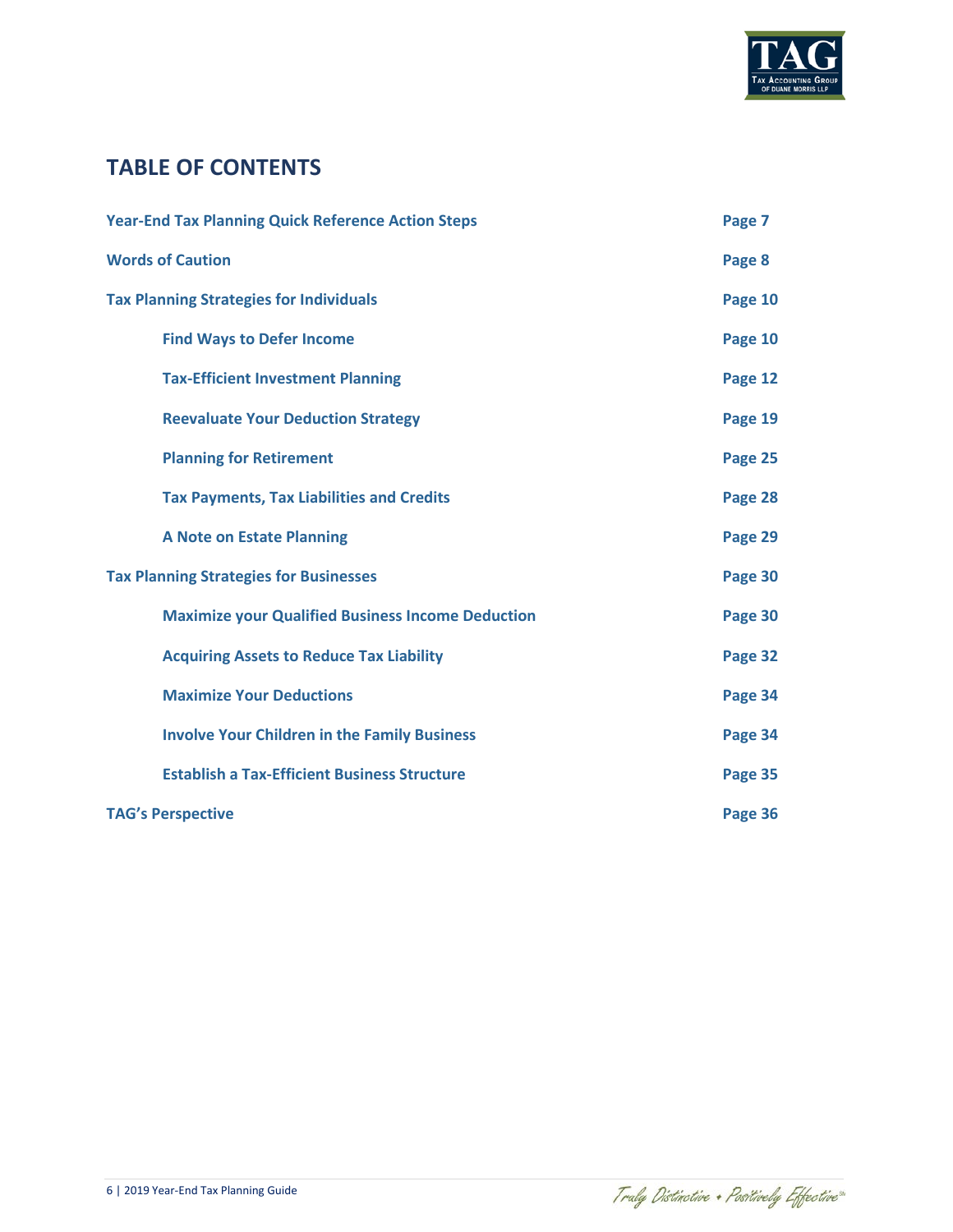## TABLE OF CONTENTS

| | |
|---|---|
| **Year-End Tax Planning Quick Reference Action Steps** | **Page 7** |
| **Words of Caution** | **Page 8** |
| **Tax Planning Strategies for Individuals** | **Page 10** |
| &nbsp;&nbsp;&nbsp;&nbsp;**Find Ways to Defer Income** | **Page 10** |
| &nbsp;&nbsp;&nbsp;&nbsp;**Tax-Efficient Investment Planning** | **Page 12** |
| &nbsp;&nbsp;&nbsp;&nbsp;**Reevaluate Your Deduction Strategy** | **Page 19** |
| &nbsp;&nbsp;&nbsp;&nbsp;**Planning for Retirement** | **Page 25** |
| &nbsp;&nbsp;&nbsp;&nbsp;**Tax Payments, Tax Liabilities and Credits** | **Page 28** |
| &nbsp;&nbsp;&nbsp;&nbsp;**A Note on Estate Planning** | **Page 29** |
| **Tax Planning Strategies for Businesses** | **Page 30** |
| &nbsp;&nbsp;&nbsp;&nbsp;**Maximize your Qualified Business Income Deduction** | **Page 30** |
| &nbsp;&nbsp;&nbsp;&nbsp;**Acquiring Assets to Reduce Tax Liability** | **Page 32** |
| &nbsp;&nbsp;&nbsp;&nbsp;**Maximize Your Deductions** | **Page 34** |
| &nbsp;&nbsp;&nbsp;&nbsp;**Involve Your Children in the Family Business** | **Page 34** |
| &nbsp;&nbsp;&nbsp;&nbsp;**Establish a Tax-Efficient Business Structure** | **Page 35** |
| **TAG's Perspective** | **Page 36** |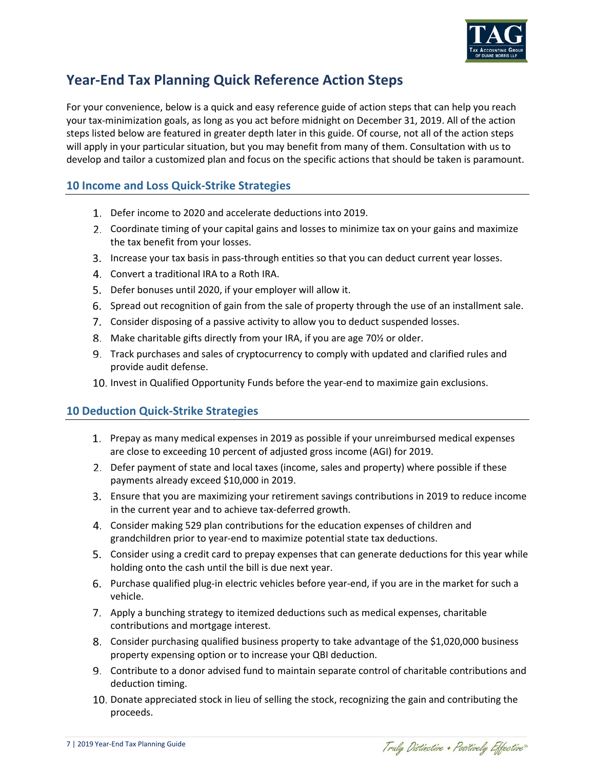# Year-End Tax Planning Quick Reference Action Steps

For your convenience, below is a quick and easy reference guide of action steps that can help you reach your tax-minimization goals, as long as you act before midnight on December 31, 2019. All of the action steps listed below are featured in greater depth later in this guide. Of course, not all of the action steps will apply in your particular situation, but you may benefit from many of them. Consultation with us to develop and tailor a customized plan and focus on the specific actions that should be taken is paramount.

## 10 Income and Loss Quick-Strike Strategies

1. Defer income to 2020 and accelerate deductions into 2019.
2. Coordinate timing of your capital gains and losses to minimize tax on your gains and maximize the tax benefit from your losses.
3. Increase your tax basis in pass-through entities so that you can deduct current year losses.
4. Convert a traditional IRA to a Roth IRA.
5. Defer bonuses until 2020, if your employer will allow it.
6. Spread out recognition of gain from the sale of property through the use of an installment sale.
7. Consider disposing of a passive activity to allow you to deduct suspended losses.
8. Make charitable gifts directly from your IRA, if you are age 70½ or older.
9. Track purchases and sales of cryptocurrency to comply with updated and clarified rules and provide audit defense.
10. Invest in Qualified Opportunity Funds before the year-end to maximize gain exclusions.

## 10 Deduction Quick-Strike Strategies

1. Prepay as many medical expenses in 2019 as possible if your unreimbursed medical expenses are close to exceeding 10 percent of adjusted gross income (AGI) for 2019.
2. Defer payment of state and local taxes (income, sales and property) where possible if these payments already exceed $10,000 in 2019.
3. Ensure that you are maximizing your retirement savings contributions in 2019 to reduce income in the current year and to achieve tax-deferred growth.
4. Consider making 529 plan contributions for the education expenses of children and grandchildren prior to year-end to maximize potential state tax deductions.
5. Consider using a credit card to prepay expenses that can generate deductions for this year while holding onto the cash until the bill is due next year.
6. Purchase qualified plug-in electric vehicles before year-end, if you are in the market for such a vehicle.
7. Apply a bunching strategy to itemized deductions such as medical expenses, charitable contributions and mortgage interest.
8. Consider purchasing qualified business property to take advantage of the $1,020,000 business property expensing option or to increase your QBI deduction.
9. Contribute to a donor advised fund to maintain separate control of charitable contributions and deduction timing.
10. Donate appreciated stock in lieu of selling the stock, recognizing the gain and contributing the proceeds.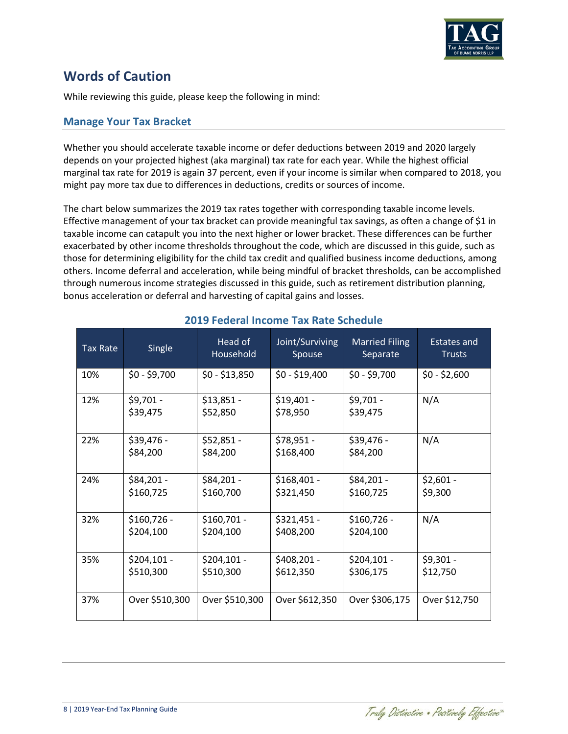## Words of Caution

While reviewing this guide, please keep the following in mind:

### Manage Your Tax Bracket

Whether you should accelerate taxable income or defer deductions between 2019 and 2020 largely depends on your projected highest (aka marginal) tax rate for each year. While the highest official marginal tax rate for 2019 is again 37 percent, even if your income is similar when compared to 2018, you might pay more tax due to differences in deductions, credits or sources of income.

The chart below summarizes the 2019 tax rates together with corresponding taxable income levels. Effective management of your tax bracket can provide meaningful tax savings, as often a change of $1 in taxable income can catapult you into the next higher or lower bracket. These differences can be further exacerbated by other income thresholds throughout the code, which are discussed in this guide, such as those for determining eligibility for the child tax credit and qualified business income deductions, among others. Income deferral and acceleration, while being mindful of bracket thresholds, can be accomplished through numerous income strategies discussed in this guide, such as retirement distribution planning, bonus acceleration or deferral and harvesting of capital gains and losses.

#### 2019 Federal Income Tax Rate Schedule

| Tax Rate | Single | Head of Household | Joint/Surviving Spouse | Married Filing Separate | Estates and Trusts |
|---|---|---|---|---|---|
| 10% | $0 - $9,700 | $0 - $13,850 | $0 - $19,400 | $0 - $9,700 | $0 - $2,600 |
| 12% | $9,701 - $39,475 | $13,851 - $52,850 | $19,401 - $78,950 | $9,701 - $39,475 | N/A |
| 22% | $39,476 - $84,200 | $52,851 - $84,200 | $78,951 - $168,400 | $39,476 - $84,200 | N/A |
| 24% | $84,201 - $160,725 | $84,201 - $160,700 | $168,401 - $321,450 | $84,201 - $160,725 | $2,601 - $9,300 |
| 32% | $160,726 - $204,100 | $160,701 - $204,100 | $321,451 - $408,200 | $160,726 - $204,100 | N/A |
| 35% | $204,101 - $510,300 | $204,101 - $510,300 | $408,201 - $612,350 | $204,101 - $306,175 | $9,301 - $12,750 |
| 37% | Over $510,300 | Over $510,300 | Over $612,350 | Over $306,175 | Over $12,750 |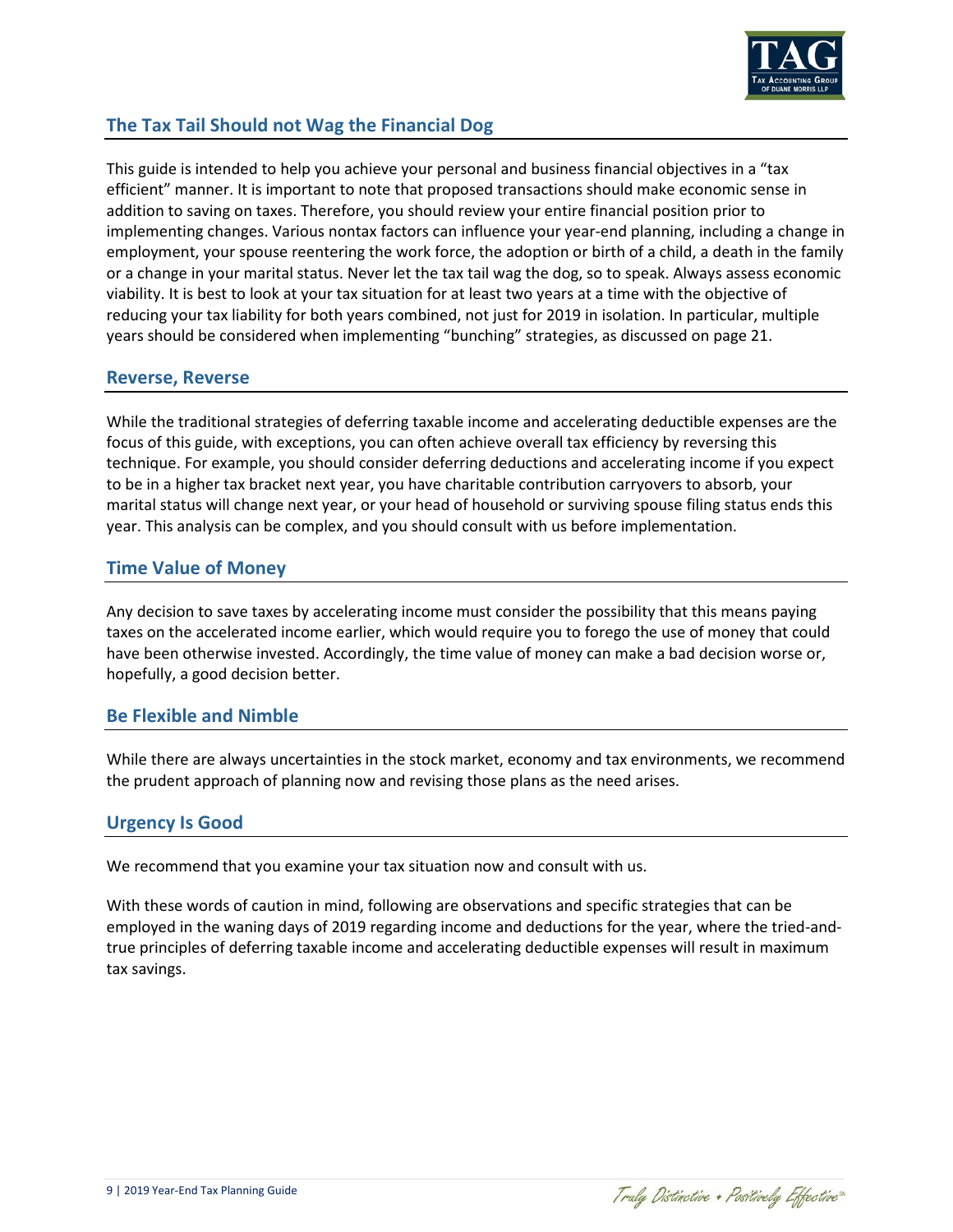## The Tax Tail Should not Wag the Financial Dog

This guide is intended to help you achieve your personal and business financial objectives in a "tax efficient" manner. It is important to note that proposed transactions should make economic sense in addition to saving on taxes. Therefore, you should review your entire financial position prior to implementing changes. Various nontax factors can influence your year-end planning, including a change in employment, your spouse reentering the work force, the adoption or birth of a child, a death in the family or a change in your marital status. Never let the tax tail wag the dog, so to speak. Always assess economic viability. It is best to look at your tax situation for at least two years at a time with the objective of reducing your tax liability for both years combined, not just for 2019 in isolation. In particular, multiple years should be considered when implementing "bunching" strategies, as discussed on page 21.

## Reverse, Reverse

While the traditional strategies of deferring taxable income and accelerating deductible expenses are the focus of this guide, with exceptions, you can often achieve overall tax efficiency by reversing this technique. For example, you should consider deferring deductions and accelerating income if you expect to be in a higher tax bracket next year, you have charitable contribution carryovers to absorb, your marital status will change next year, or your head of household or surviving spouse filing status ends this year. This analysis can be complex, and you should consult with us before implementation.

## Time Value of Money

Any decision to save taxes by accelerating income must consider the possibility that this means paying taxes on the accelerated income earlier, which would require you to forego the use of money that could have been otherwise invested. Accordingly, the time value of money can make a bad decision worse or, hopefully, a good decision better.

## Be Flexible and Nimble

While there are always uncertainties in the stock market, economy and tax environments, we recommend the prudent approach of planning now and revising those plans as the need arises.

## Urgency Is Good

We recommend that you examine your tax situation now and consult with us.

With these words of caution in mind, following are observations and specific strategies that can be employed in the waning days of 2019 regarding income and deductions for the year, where the tried-and-true principles of deferring taxable income and accelerating deductible expenses will result in maximum tax savings.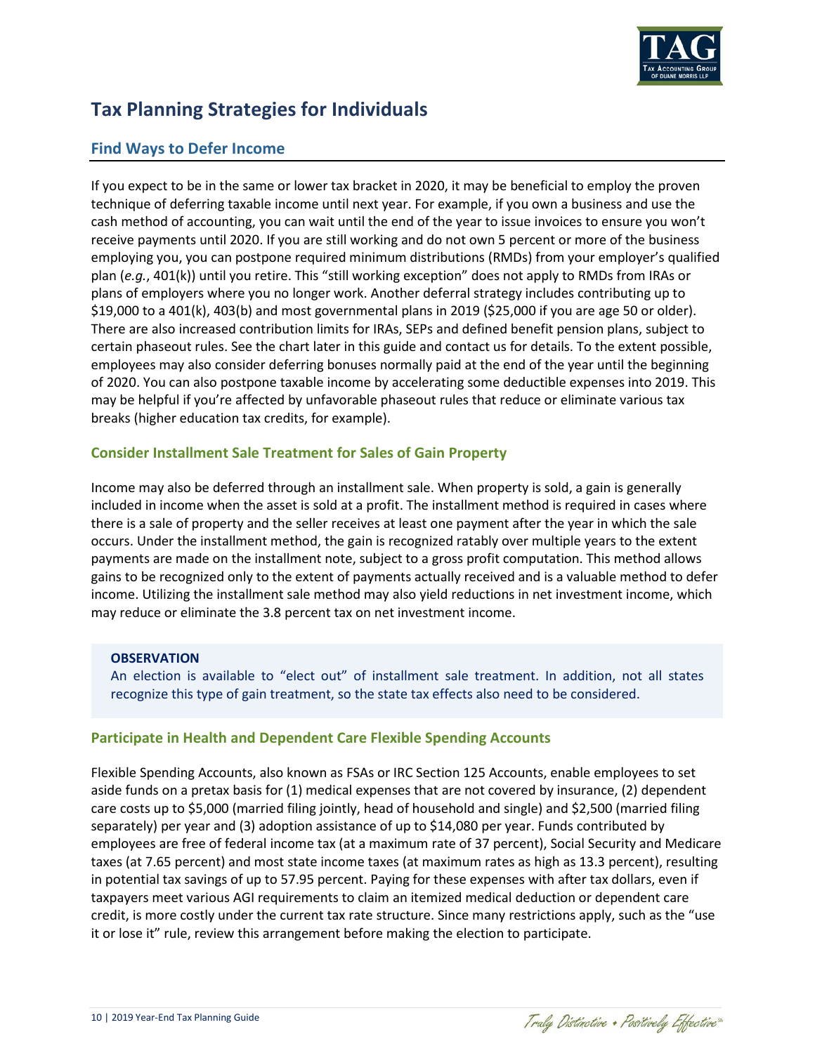# Tax Planning Strategies for Individuals

## Find Ways to Defer Income

If you expect to be in the same or lower tax bracket in 2020, it may be beneficial to employ the proven technique of deferring taxable income until next year. For example, if you own a business and use the cash method of accounting, you can wait until the end of the year to issue invoices to ensure you won't receive payments until 2020. If you are still working and do not own 5 percent or more of the business employing you, you can postpone required minimum distributions (RMDs) from your employer's qualified plan (*e.g.*, 401(k)) until you retire. This "still working exception" does not apply to RMDs from IRAs or plans of employers where you no longer work. Another deferral strategy includes contributing up to $19,000 to a 401(k), 403(b) and most governmental plans in 2019 ($25,000 if you are age 50 or older). There are also increased contribution limits for IRAs, SEPs and defined benefit pension plans, subject to certain phaseout rules. See the chart later in this guide and contact us for details. To the extent possible, employees may also consider deferring bonuses normally paid at the end of the year until the beginning of 2020. You can also postpone taxable income by accelerating some deductible expenses into 2019. This may be helpful if you're affected by unfavorable phaseout rules that reduce or eliminate various tax breaks (higher education tax credits, for example).

### Consider Installment Sale Treatment for Sales of Gain Property

Income may also be deferred through an installment sale. When property is sold, a gain is generally included in income when the asset is sold at a profit. The installment method is required in cases where there is a sale of property and the seller receives at least one payment after the year in which the sale occurs. Under the installment method, the gain is recognized ratably over multiple years to the extent payments are made on the installment note, subject to a gross profit computation. This method allows gains to be recognized only to the extent of payments actually received and is a valuable method to defer income. Utilizing the installment sale method may also yield reductions in net investment income, which may reduce or eliminate the 3.8 percent tax on net investment income.

> **OBSERVATION**
> An election is available to "elect out" of installment sale treatment. In addition, not all states recognize this type of gain treatment, so the state tax effects also need to be considered.

### Participate in Health and Dependent Care Flexible Spending Accounts

Flexible Spending Accounts, also known as FSAs or IRC Section 125 Accounts, enable employees to set aside funds on a pretax basis for (1) medical expenses that are not covered by insurance, (2) dependent care costs up to $5,000 (married filing jointly, head of household and single) and $2,500 (married filing separately) per year and (3) adoption assistance of up to $14,080 per year. Funds contributed by employees are free of federal income tax (at a maximum rate of 37 percent), Social Security and Medicare taxes (at 7.65 percent) and most state income taxes (at maximum rates as high as 13.3 percent), resulting in potential tax savings of up to 57.95 percent. Paying for these expenses with after tax dollars, even if taxpayers meet various AGI requirements to claim an itemized medical deduction or dependent care credit, is more costly under the current tax rate structure. Since many restrictions apply, such as the "use it or lose it" rule, review this arrangement before making the election to participate.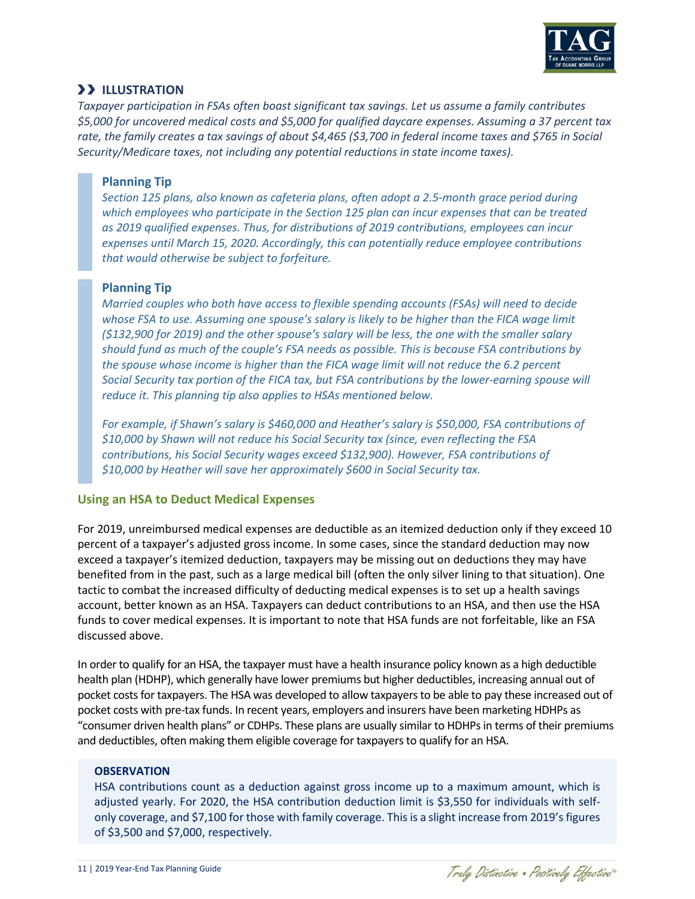### ›› ILLUSTRATION

*Taxpayer participation in FSAs often boast significant tax savings. Let us assume a family contributes $5,000 for uncovered medical costs and $5,000 for qualified daycare expenses. Assuming a 37 percent tax rate, the family creates a tax savings of about $4,465 ($3,700 in federal income taxes and $765 in Social Security/Medicare taxes, not including any potential reductions in state income taxes).*

> **Planning Tip**
>
> *Section 125 plans, also known as cafeteria plans, often adopt a 2.5-month grace period during which employees who participate in the Section 125 plan can incur expenses that can be treated as 2019 qualified expenses. Thus, for distributions of 2019 contributions, employees can incur expenses until March 15, 2020. Accordingly, this can potentially reduce employee contributions that would otherwise be subject to forfeiture.*

> **Planning Tip**
>
> *Married couples who both have access to flexible spending accounts (FSAs) will need to decide whose FSA to use. Assuming one spouse's salary is likely to be higher than the FICA wage limit ($132,900 for 2019) and the other spouse's salary will be less, the one with the smaller salary should fund as much of the couple's FSA needs as possible. This is because FSA contributions by the spouse whose income is higher than the FICA wage limit will not reduce the 6.2 percent Social Security tax portion of the FICA tax, but FSA contributions by the lower-earning spouse will reduce it. This planning tip also applies to HSAs mentioned below.*
>
> *For example, if Shawn's salary is $460,000 and Heather's salary is $50,000, FSA contributions of $10,000 by Shawn will not reduce his Social Security tax (since, even reflecting the FSA contributions, his Social Security wages exceed $132,900). However, FSA contributions of $10,000 by Heather will save her approximately $600 in Social Security tax.*

## Using an HSA to Deduct Medical Expenses

For 2019, unreimbursed medical expenses are deductible as an itemized deduction only if they exceed 10 percent of a taxpayer's adjusted gross income. In some cases, since the standard deduction may now exceed a taxpayer's itemized deduction, taxpayers may be missing out on deductions they may have benefited from in the past, such as a large medical bill (often the only silver lining to that situation). One tactic to combat the increased difficulty of deducting medical expenses is to set up a health savings account, better known as an HSA. Taxpayers can deduct contributions to an HSA, and then use the HSA funds to cover medical expenses. It is important to note that HSA funds are not forfeitable, like an FSA discussed above.

In order to qualify for an HSA, the taxpayer must have a health insurance policy known as a high deductible health plan (HDHP), which generally have lower premiums but higher deductibles, increasing annual out of pocket costs for taxpayers. The HSA was developed to allow taxpayers to be able to pay these increased out of pocket costs with pre-tax funds. In recent years, employers and insurers have been marketing HDHPs as "consumer driven health plans" or CDHPs. These plans are usually similar to HDHPs in terms of their premiums and deductibles, often making them eligible coverage for taxpayers to qualify for an HSA.

> **OBSERVATION**
>
> HSA contributions count as a deduction against gross income up to a maximum amount, which is adjusted yearly. For 2020, the HSA contribution deduction limit is $3,550 for individuals with self-only coverage, and $7,100 for those with family coverage. This is a slight increase from 2019's figures of $3,500 and $7,000, respectively.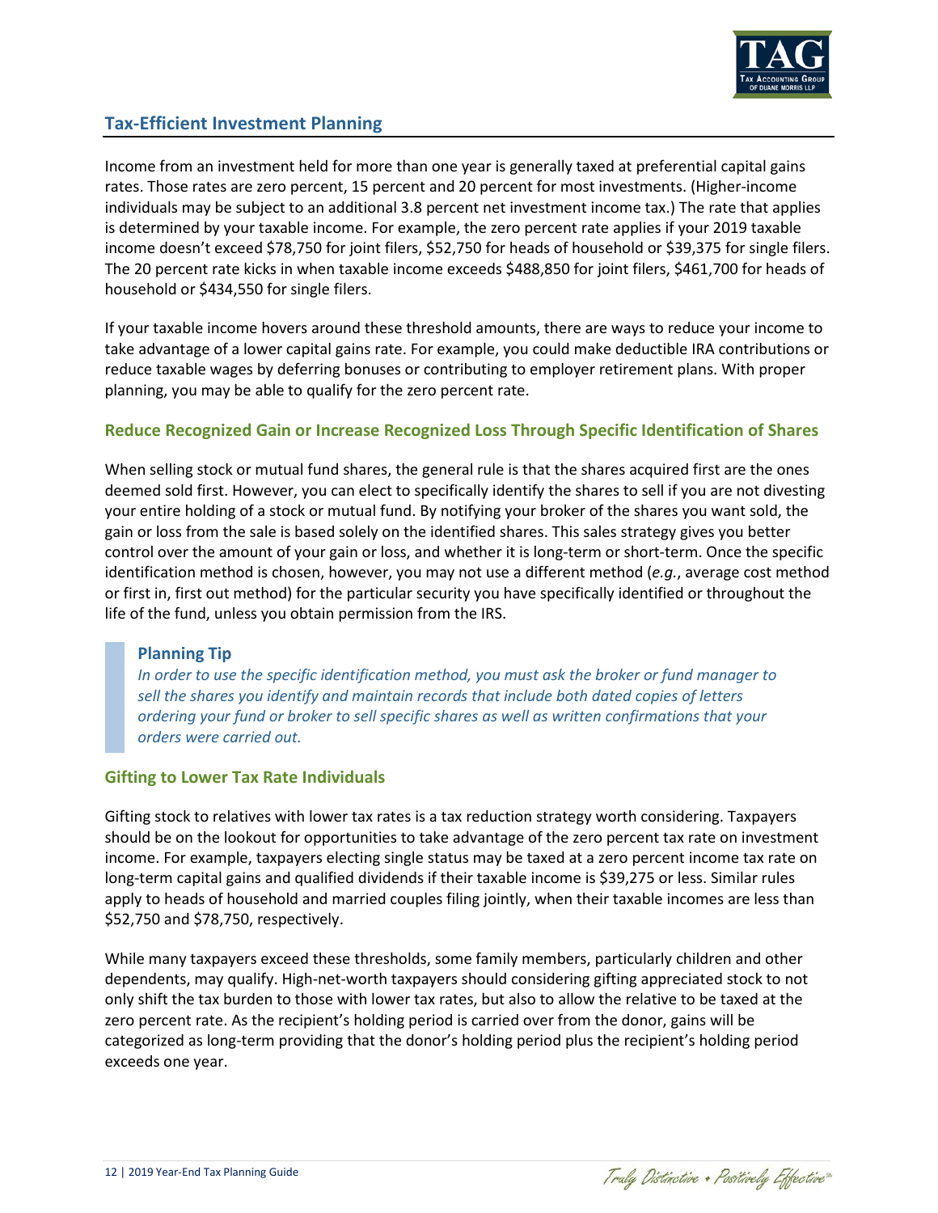## Tax-Efficient Investment Planning

Income from an investment held for more than one year is generally taxed at preferential capital gains rates. Those rates are zero percent, 15 percent and 20 percent for most investments. (Higher-income individuals may be subject to an additional 3.8 percent net investment income tax.) The rate that applies is determined by your taxable income. For example, the zero percent rate applies if your 2019 taxable income doesn't exceed $78,750 for joint filers, $52,750 for heads of household or $39,375 for single filers. The 20 percent rate kicks in when taxable income exceeds $488,850 for joint filers, $461,700 for heads of household or $434,550 for single filers.

If your taxable income hovers around these threshold amounts, there are ways to reduce your income to take advantage of a lower capital gains rate. For example, you could make deductible IRA contributions or reduce taxable wages by deferring bonuses or contributing to employer retirement plans. With proper planning, you may be able to qualify for the zero percent rate.

### Reduce Recognized Gain or Increase Recognized Loss Through Specific Identification of Shares

When selling stock or mutual fund shares, the general rule is that the shares acquired first are the ones deemed sold first. However, you can elect to specifically identify the shares to sell if you are not divesting your entire holding of a stock or mutual fund. By notifying your broker of the shares you want sold, the gain or loss from the sale is based solely on the identified shares. This sales strategy gives you better control over the amount of your gain or loss, and whether it is long-term or short-term. Once the specific identification method is chosen, however, you may not use a different method (*e.g.*, average cost method or first in, first out method) for the particular security you have specifically identified or throughout the life of the fund, unless you obtain permission from the IRS.

> **Planning Tip**
>
> *In order to use the specific identification method, you must ask the broker or fund manager to sell the shares you identify and maintain records that include both dated copies of letters ordering your fund or broker to sell specific shares as well as written confirmations that your orders were carried out.*

### Gifting to Lower Tax Rate Individuals

Gifting stock to relatives with lower tax rates is a tax reduction strategy worth considering. Taxpayers should be on the lookout for opportunities to take advantage of the zero percent tax rate on investment income. For example, taxpayers electing single status may be taxed at a zero percent income tax rate on long-term capital gains and qualified dividends if their taxable income is $39,275 or less. Similar rules apply to heads of household and married couples filing jointly, when their taxable incomes are less than $52,750 and $78,750, respectively.

While many taxpayers exceed these thresholds, some family members, particularly children and other dependents, may qualify. High-net-worth taxpayers should considering gifting appreciated stock to not only shift the tax burden to those with lower tax rates, but also to allow the relative to be taxed at the zero percent rate. As the recipient's holding period is carried over from the donor, gains will be categorized as long-term providing that the donor's holding period plus the recipient's holding period exceeds one year.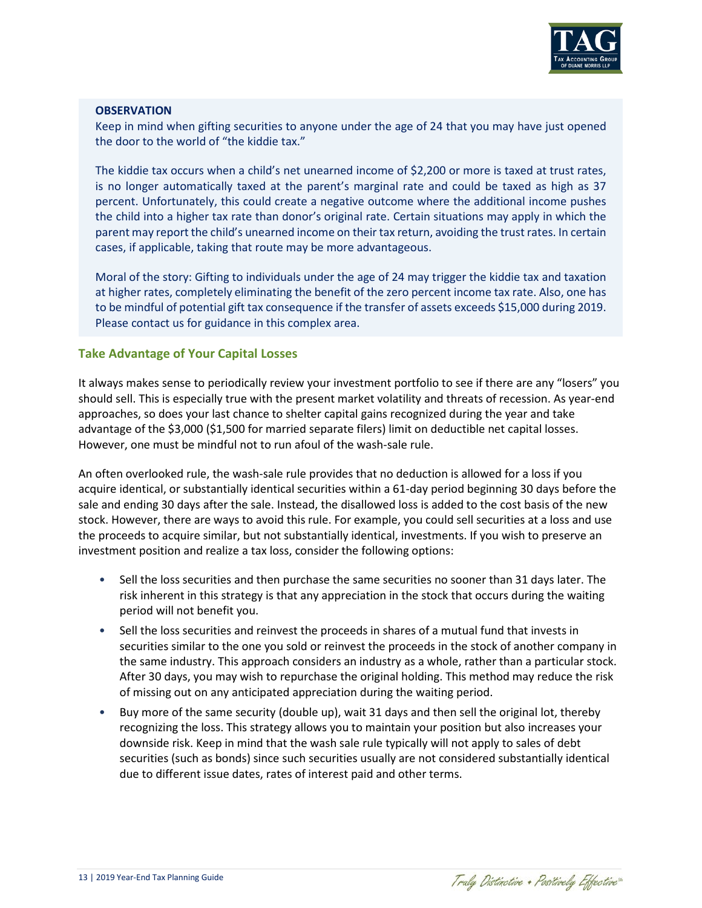**OBSERVATION**

Keep in mind when gifting securities to anyone under the age of 24 that you may have just opened the door to the world of "the kiddie tax."

The kiddie tax occurs when a child's net unearned income of $2,200 or more is taxed at trust rates, is no longer automatically taxed at the parent's marginal rate and could be taxed as high as 37 percent. Unfortunately, this could create a negative outcome where the additional income pushes the child into a higher tax rate than donor's original rate. Certain situations may apply in which the parent may report the child's unearned income on their tax return, avoiding the trust rates. In certain cases, if applicable, taking that route may be more advantageous.

Moral of the story: Gifting to individuals under the age of 24 may trigger the kiddie tax and taxation at higher rates, completely eliminating the benefit of the zero percent income tax rate. Also, one has to be mindful of potential gift tax consequence if the transfer of assets exceeds $15,000 during 2019. Please contact us for guidance in this complex area.

### Take Advantage of Your Capital Losses

It always makes sense to periodically review your investment portfolio to see if there are any "losers" you should sell. This is especially true with the present market volatility and threats of recession. As year-end approaches, so does your last chance to shelter capital gains recognized during the year and take advantage of the $3,000 ($1,500 for married separate filers) limit on deductible net capital losses. However, one must be mindful not to run afoul of the wash-sale rule.

An often overlooked rule, the wash-sale rule provides that no deduction is allowed for a loss if you acquire identical, or substantially identical securities within a 61-day period beginning 30 days before the sale and ending 30 days after the sale. Instead, the disallowed loss is added to the cost basis of the new stock. However, there are ways to avoid this rule. For example, you could sell securities at a loss and use the proceeds to acquire similar, but not substantially identical, investments. If you wish to preserve an investment position and realize a tax loss, consider the following options:

- Sell the loss securities and then purchase the same securities no sooner than 31 days later. The risk inherent in this strategy is that any appreciation in the stock that occurs during the waiting period will not benefit you.
- Sell the loss securities and reinvest the proceeds in shares of a mutual fund that invests in securities similar to the one you sold or reinvest the proceeds in the stock of another company in the same industry. This approach considers an industry as a whole, rather than a particular stock. After 30 days, you may wish to repurchase the original holding. This method may reduce the risk of missing out on any anticipated appreciation during the waiting period.
- Buy more of the same security (double up), wait 31 days and then sell the original lot, thereby recognizing the loss. This strategy allows you to maintain your position but also increases your downside risk. Keep in mind that the wash sale rule typically will not apply to sales of debt securities (such as bonds) since such securities usually are not considered substantially identical due to different issue dates, rates of interest paid and other terms.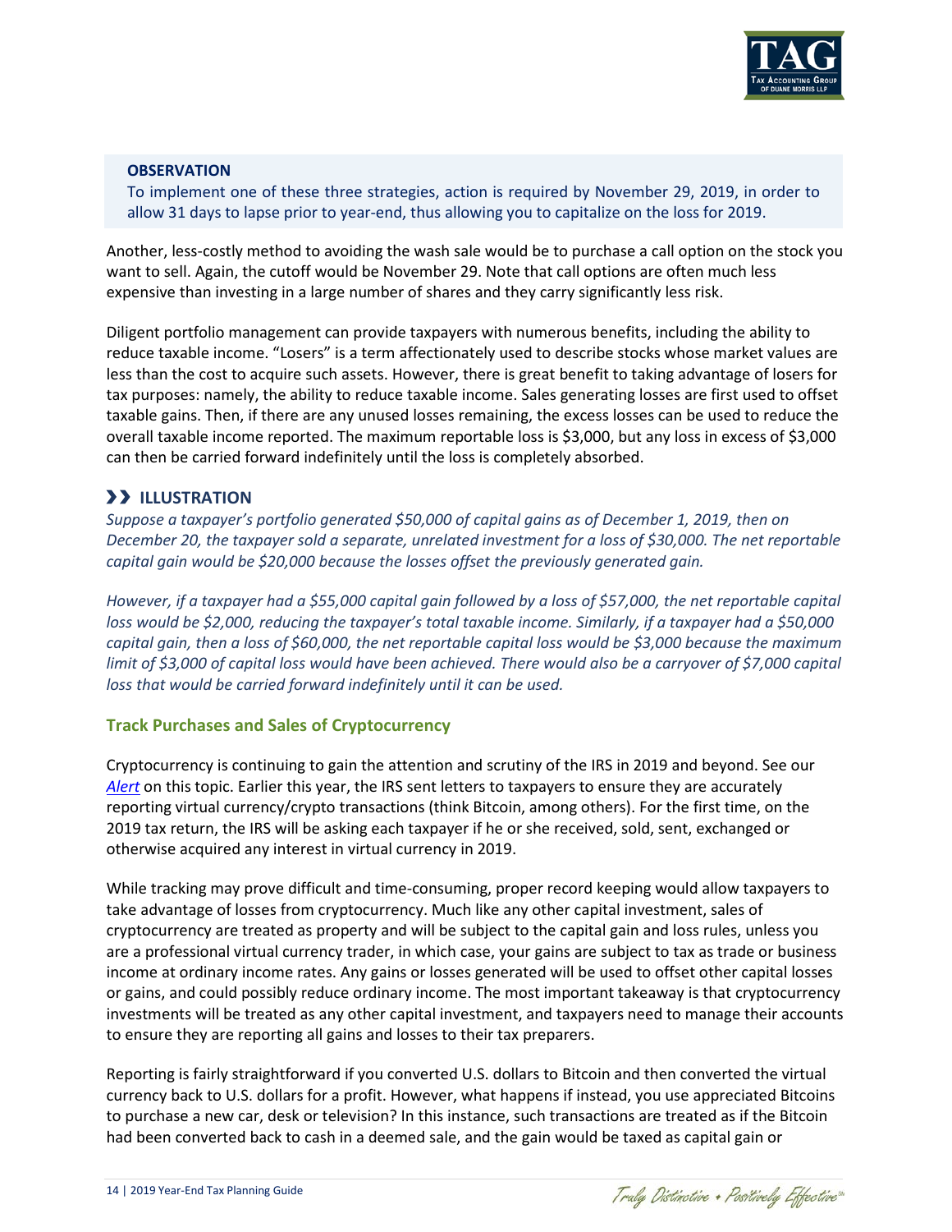**OBSERVATION**

To implement one of these three strategies, action is required by November 29, 2019, in order to allow 31 days to lapse prior to year-end, thus allowing you to capitalize on the loss for 2019.

Another, less-costly method to avoiding the wash sale would be to purchase a call option on the stock you want to sell. Again, the cutoff would be November 29. Note that call options are often much less expensive than investing in a large number of shares and they carry significantly less risk.

Diligent portfolio management can provide taxpayers with numerous benefits, including the ability to reduce taxable income. "Losers" is a term affectionately used to describe stocks whose market values are less than the cost to acquire such assets. However, there is great benefit to taking advantage of losers for tax purposes: namely, the ability to reduce taxable income. Sales generating losses are first used to offset taxable gains. Then, if there are any unused losses remaining, the excess losses can be used to reduce the overall taxable income reported. The maximum reportable loss is $3,000, but any loss in excess of $3,000 can then be carried forward indefinitely until the loss is completely absorbed.

### ❯❯ ILLUSTRATION

*Suppose a taxpayer's portfolio generated $50,000 of capital gains as of December 1, 2019, then on December 20, the taxpayer sold a separate, unrelated investment for a loss of $30,000. The net reportable capital gain would be $20,000 because the losses offset the previously generated gain.*

*However, if a taxpayer had a $55,000 capital gain followed by a loss of $57,000, the net reportable capital loss would be $2,000, reducing the taxpayer's total taxable income. Similarly, if a taxpayer had a $50,000 capital gain, then a loss of $60,000, the net reportable capital loss would be $3,000 because the maximum limit of $3,000 of capital loss would have been achieved. There would also be a carryover of $7,000 capital loss that would be carried forward indefinitely until it can be used.*

### Track Purchases and Sales of Cryptocurrency

Cryptocurrency is continuing to gain the attention and scrutiny of the IRS in 2019 and beyond. See our *Alert* on this topic. Earlier this year, the IRS sent letters to taxpayers to ensure they are accurately reporting virtual currency/crypto transactions (think Bitcoin, among others). For the first time, on the 2019 tax return, the IRS will be asking each taxpayer if he or she received, sold, sent, exchanged or otherwise acquired any interest in virtual currency in 2019.

While tracking may prove difficult and time-consuming, proper record keeping would allow taxpayers to take advantage of losses from cryptocurrency. Much like any other capital investment, sales of cryptocurrency are treated as property and will be subject to the capital gain and loss rules, unless you are a professional virtual currency trader, in which case, your gains are subject to tax as trade or business income at ordinary income rates. Any gains or losses generated will be used to offset other capital losses or gains, and could possibly reduce ordinary income. The most important takeaway is that cryptocurrency investments will be treated as any other capital investment, and taxpayers need to manage their accounts to ensure they are reporting all gains and losses to their tax preparers.

Reporting is fairly straightforward if you converted U.S. dollars to Bitcoin and then converted the virtual currency back to U.S. dollars for a profit. However, what happens if instead, you use appreciated Bitcoins to purchase a new car, desk or television? In this instance, such transactions are treated as if the Bitcoin had been converted back to cash in a deemed sale, and the gain would be taxed as capital gain or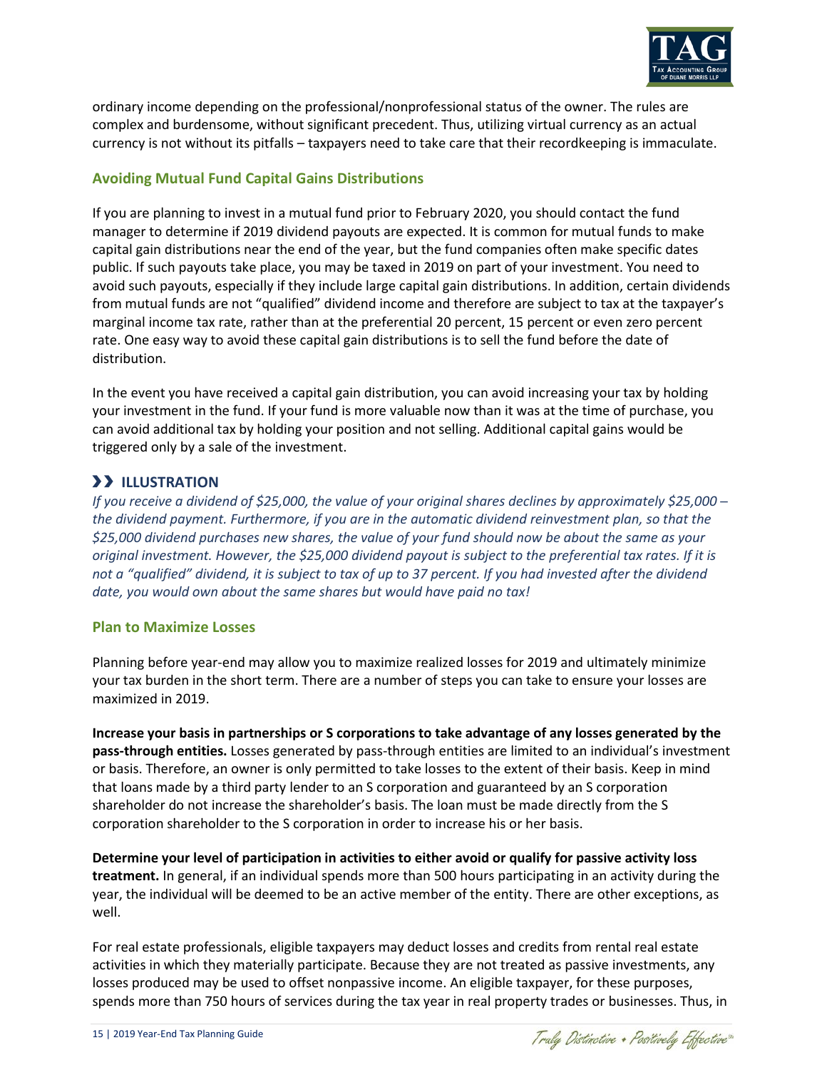ordinary income depending on the professional/nonprofessional status of the owner. The rules are complex and burdensome, without significant precedent. Thus, utilizing virtual currency as an actual currency is not without its pitfalls – taxpayers need to take care that their recordkeeping is immaculate.

### Avoiding Mutual Fund Capital Gains Distributions

If you are planning to invest in a mutual fund prior to February 2020, you should contact the fund manager to determine if 2019 dividend payouts are expected. It is common for mutual funds to make capital gain distributions near the end of the year, but the fund companies often make specific dates public. If such payouts take place, you may be taxed in 2019 on part of your investment. You need to avoid such payouts, especially if they include large capital gain distributions. In addition, certain dividends from mutual funds are not "qualified" dividend income and therefore are subject to tax at the taxpayer's marginal income tax rate, rather than at the preferential 20 percent, 15 percent or even zero percent rate. One easy way to avoid these capital gain distributions is to sell the fund before the date of distribution.

In the event you have received a capital gain distribution, you can avoid increasing your tax by holding your investment in the fund. If your fund is more valuable now than it was at the time of purchase, you can avoid additional tax by holding your position and not selling. Additional capital gains would be triggered only by a sale of the investment.

#### ❯❯ ILLUSTRATION

*If you receive a dividend of $25,000, the value of your original shares declines by approximately $25,000 – the dividend payment. Furthermore, if you are in the automatic dividend reinvestment plan, so that the $25,000 dividend purchases new shares, the value of your fund should now be about the same as your original investment. However, the $25,000 dividend payout is subject to the preferential tax rates. If it is not a "qualified" dividend, it is subject to tax of up to 37 percent. If you had invested after the dividend date, you would own about the same shares but would have paid no tax!*

### Plan to Maximize Losses

Planning before year-end may allow you to maximize realized losses for 2019 and ultimately minimize your tax burden in the short term. There are a number of steps you can take to ensure your losses are maximized in 2019.

**Increase your basis in partnerships or S corporations to take advantage of any losses generated by the pass-through entities.** Losses generated by pass-through entities are limited to an individual's investment or basis. Therefore, an owner is only permitted to take losses to the extent of their basis. Keep in mind that loans made by a third party lender to an S corporation and guaranteed by an S corporation shareholder do not increase the shareholder's basis. The loan must be made directly from the S corporation shareholder to the S corporation in order to increase his or her basis.

**Determine your level of participation in activities to either avoid or qualify for passive activity loss treatment.** In general, if an individual spends more than 500 hours participating in an activity during the year, the individual will be deemed to be an active member of the entity. There are other exceptions, as well.

For real estate professionals, eligible taxpayers may deduct losses and credits from rental real estate activities in which they materially participate. Because they are not treated as passive investments, any losses produced may be used to offset nonpassive income. An eligible taxpayer, for these purposes, spends more than 750 hours of services during the tax year in real property trades or businesses. Thus, in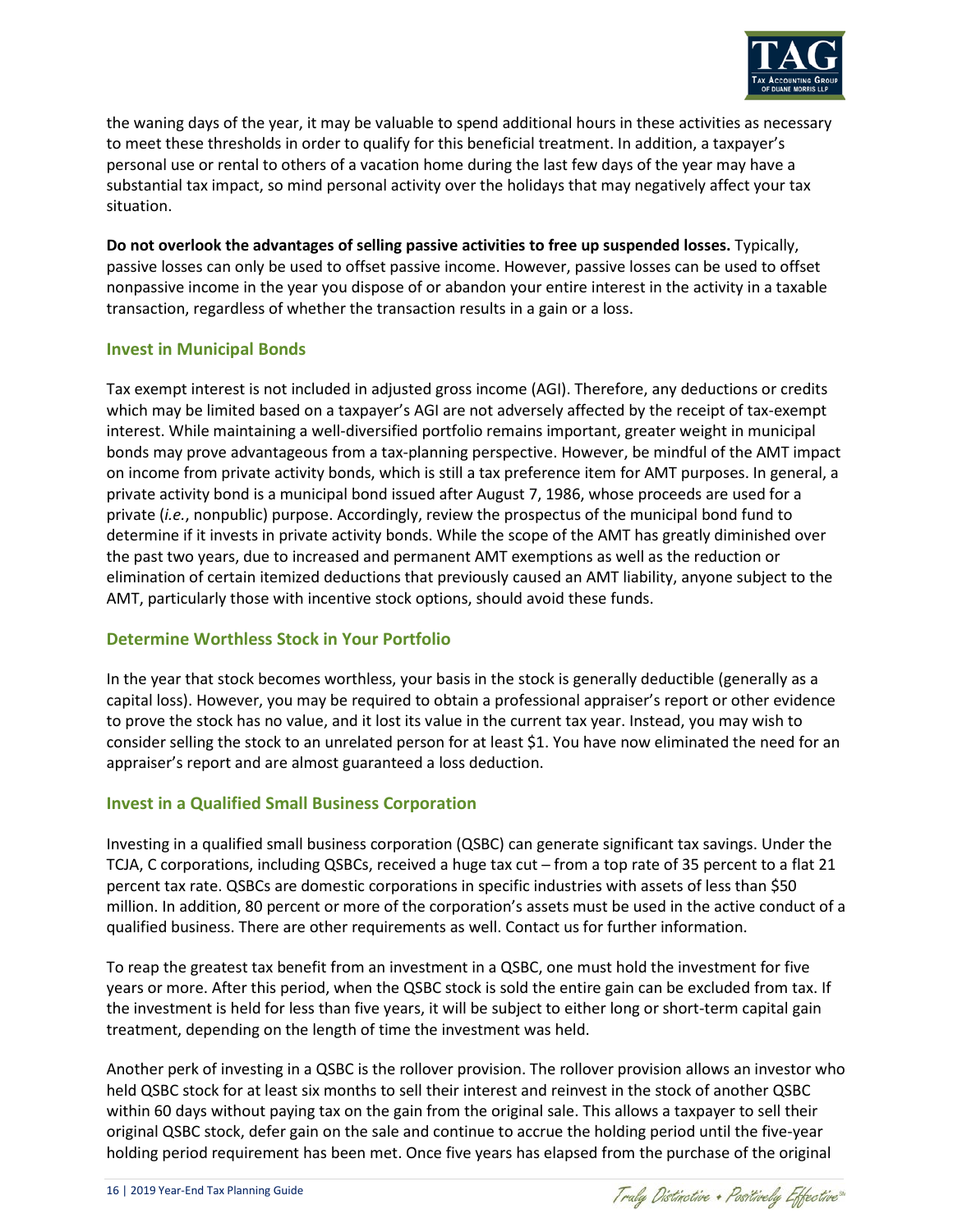the waning days of the year, it may be valuable to spend additional hours in these activities as necessary to meet these thresholds in order to qualify for this beneficial treatment. In addition, a taxpayer's personal use or rental to others of a vacation home during the last few days of the year may have a substantial tax impact, so mind personal activity over the holidays that may negatively affect your tax situation.

**Do not overlook the advantages of selling passive activities to free up suspended losses.** Typically, passive losses can only be used to offset passive income. However, passive losses can be used to offset nonpassive income in the year you dispose of or abandon your entire interest in the activity in a taxable transaction, regardless of whether the transaction results in a gain or a loss.

### Invest in Municipal Bonds

Tax exempt interest is not included in adjusted gross income (AGI). Therefore, any deductions or credits which may be limited based on a taxpayer's AGI are not adversely affected by the receipt of tax-exempt interest. While maintaining a well-diversified portfolio remains important, greater weight in municipal bonds may prove advantageous from a tax-planning perspective. However, be mindful of the AMT impact on income from private activity bonds, which is still a tax preference item for AMT purposes. In general, a private activity bond is a municipal bond issued after August 7, 1986, whose proceeds are used for a private (*i.e.*, nonpublic) purpose. Accordingly, review the prospectus of the municipal bond fund to determine if it invests in private activity bonds. While the scope of the AMT has greatly diminished over the past two years, due to increased and permanent AMT exemptions as well as the reduction or elimination of certain itemized deductions that previously caused an AMT liability, anyone subject to the AMT, particularly those with incentive stock options, should avoid these funds.

### Determine Worthless Stock in Your Portfolio

In the year that stock becomes worthless, your basis in the stock is generally deductible (generally as a capital loss). However, you may be required to obtain a professional appraiser's report or other evidence to prove the stock has no value, and it lost its value in the current tax year. Instead, you may wish to consider selling the stock to an unrelated person for at least $1. You have now eliminated the need for an appraiser's report and are almost guaranteed a loss deduction.

### Invest in a Qualified Small Business Corporation

Investing in a qualified small business corporation (QSBC) can generate significant tax savings. Under the TCJA, C corporations, including QSBCs, received a huge tax cut – from a top rate of 35 percent to a flat 21 percent tax rate. QSBCs are domestic corporations in specific industries with assets of less than $50 million. In addition, 80 percent or more of the corporation's assets must be used in the active conduct of a qualified business. There are other requirements as well. Contact us for further information.

To reap the greatest tax benefit from an investment in a QSBC, one must hold the investment for five years or more. After this period, when the QSBC stock is sold the entire gain can be excluded from tax. If the investment is held for less than five years, it will be subject to either long or short-term capital gain treatment, depending on the length of time the investment was held.

Another perk of investing in a QSBC is the rollover provision. The rollover provision allows an investor who held QSBC stock for at least six months to sell their interest and reinvest in the stock of another QSBC within 60 days without paying tax on the gain from the original sale. This allows a taxpayer to sell their original QSBC stock, defer gain on the sale and continue to accrue the holding period until the five-year holding period requirement has been met. Once five years has elapsed from the purchase of the original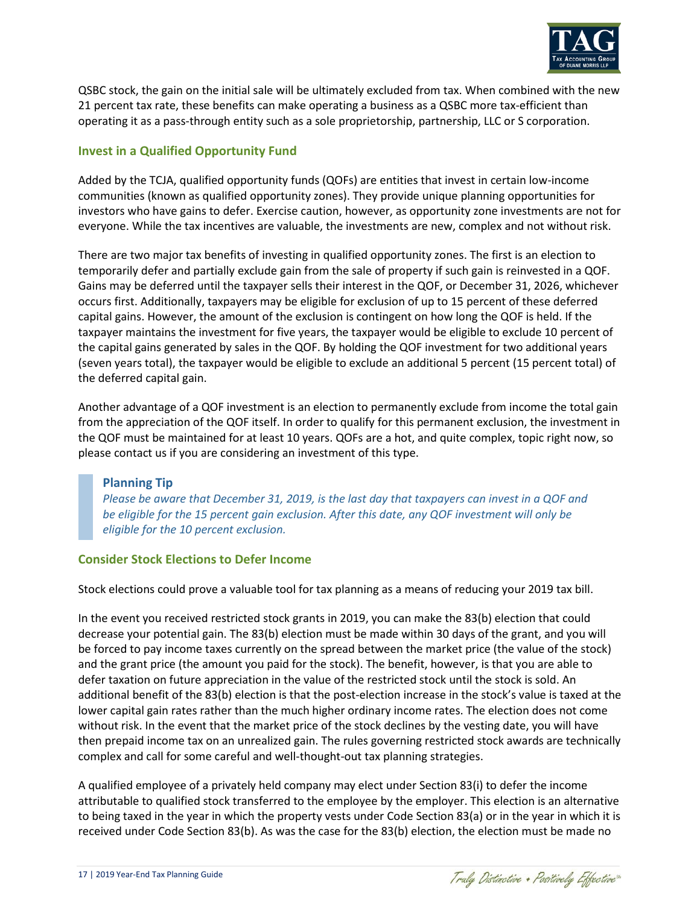QSBC stock, the gain on the initial sale will be ultimately excluded from tax. When combined with the new 21 percent tax rate, these benefits can make operating a business as a QSBC more tax-efficient than operating it as a pass-through entity such as a sole proprietorship, partnership, LLC or S corporation.

### Invest in a Qualified Opportunity Fund

Added by the TCJA, qualified opportunity funds (QOFs) are entities that invest in certain low-income communities (known as qualified opportunity zones). They provide unique planning opportunities for investors who have gains to defer. Exercise caution, however, as opportunity zone investments are not for everyone. While the tax incentives are valuable, the investments are new, complex and not without risk.

There are two major tax benefits of investing in qualified opportunity zones. The first is an election to temporarily defer and partially exclude gain from the sale of property if such gain is reinvested in a QOF. Gains may be deferred until the taxpayer sells their interest in the QOF, or December 31, 2026, whichever occurs first. Additionally, taxpayers may be eligible for exclusion of up to 15 percent of these deferred capital gains. However, the amount of the exclusion is contingent on how long the QOF is held. If the taxpayer maintains the investment for five years, the taxpayer would be eligible to exclude 10 percent of the capital gains generated by sales in the QOF. By holding the QOF investment for two additional years (seven years total), the taxpayer would be eligible to exclude an additional 5 percent (15 percent total) of the deferred capital gain.

Another advantage of a QOF investment is an election to permanently exclude from income the total gain from the appreciation of the QOF itself. In order to qualify for this permanent exclusion, the investment in the QOF must be maintained for at least 10 years. QOFs are a hot, and quite complex, topic right now, so please contact us if you are considering an investment of this type.

> **Planning Tip**
> *Please be aware that December 31, 2019, is the last day that taxpayers can invest in a QOF and be eligible for the 15 percent gain exclusion. After this date, any QOF investment will only be eligible for the 10 percent exclusion.*

### Consider Stock Elections to Defer Income

Stock elections could prove a valuable tool for tax planning as a means of reducing your 2019 tax bill.

In the event you received restricted stock grants in 2019, you can make the 83(b) election that could decrease your potential gain. The 83(b) election must be made within 30 days of the grant, and you will be forced to pay income taxes currently on the spread between the market price (the value of the stock) and the grant price (the amount you paid for the stock). The benefit, however, is that you are able to defer taxation on future appreciation in the value of the restricted stock until the stock is sold. An additional benefit of the 83(b) election is that the post-election increase in the stock's value is taxed at the lower capital gain rates rather than the much higher ordinary income rates. The election does not come without risk. In the event that the market price of the stock declines by the vesting date, you will have then prepaid income tax on an unrealized gain. The rules governing restricted stock awards are technically complex and call for some careful and well-thought-out tax planning strategies.

A qualified employee of a privately held company may elect under Section 83(i) to defer the income attributable to qualified stock transferred to the employee by the employer. This election is an alternative to being taxed in the year in which the property vests under Code Section 83(a) or in the year in which it is received under Code Section 83(b). As was the case for the 83(b) election, the election must be made no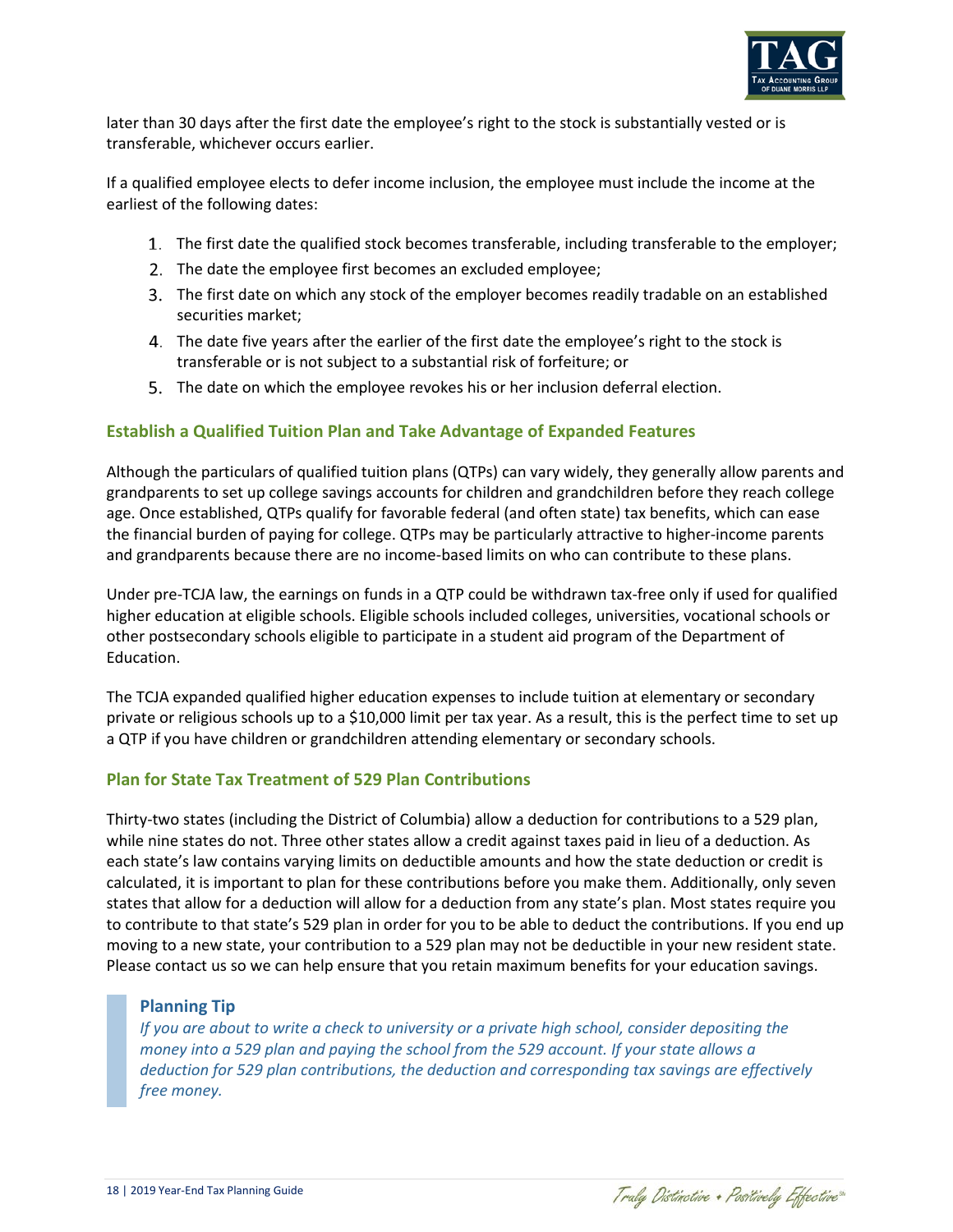later than 30 days after the first date the employee's right to the stock is substantially vested or is transferable, whichever occurs earlier.

If a qualified employee elects to defer income inclusion, the employee must include the income at the earliest of the following dates:

1. The first date the qualified stock becomes transferable, including transferable to the employer;
2. The date the employee first becomes an excluded employee;
3. The first date on which any stock of the employer becomes readily tradable on an established securities market;
4. The date five years after the earlier of the first date the employee's right to the stock is transferable or is not subject to a substantial risk of forfeiture; or
5. The date on which the employee revokes his or her inclusion deferral election.

### Establish a Qualified Tuition Plan and Take Advantage of Expanded Features

Although the particulars of qualified tuition plans (QTPs) can vary widely, they generally allow parents and grandparents to set up college savings accounts for children and grandchildren before they reach college age. Once established, QTPs qualify for favorable federal (and often state) tax benefits, which can ease the financial burden of paying for college. QTPs may be particularly attractive to higher-income parents and grandparents because there are no income-based limits on who can contribute to these plans.

Under pre-TCJA law, the earnings on funds in a QTP could be withdrawn tax-free only if used for qualified higher education at eligible schools. Eligible schools included colleges, universities, vocational schools or other postsecondary schools eligible to participate in a student aid program of the Department of Education.

The TCJA expanded qualified higher education expenses to include tuition at elementary or secondary private or religious schools up to a $10,000 limit per tax year. As a result, this is the perfect time to set up a QTP if you have children or grandchildren attending elementary or secondary schools.

### Plan for State Tax Treatment of 529 Plan Contributions

Thirty-two states (including the District of Columbia) allow a deduction for contributions to a 529 plan, while nine states do not. Three other states allow a credit against taxes paid in lieu of a deduction. As each state's law contains varying limits on deductible amounts and how the state deduction or credit is calculated, it is important to plan for these contributions before you make them. Additionally, only seven states that allow for a deduction will allow for a deduction from any state's plan. Most states require you to contribute to that state's 529 plan in order for you to be able to deduct the contributions. If you end up moving to a new state, your contribution to a 529 plan may not be deductible in your new resident state. Please contact us so we can help ensure that you retain maximum benefits for your education savings.

> **Planning Tip**
>
> *If you are about to write a check to university or a private high school, consider depositing the money into a 529 plan and paying the school from the 529 account. If your state allows a deduction for 529 plan contributions, the deduction and corresponding tax savings are effectively free money.*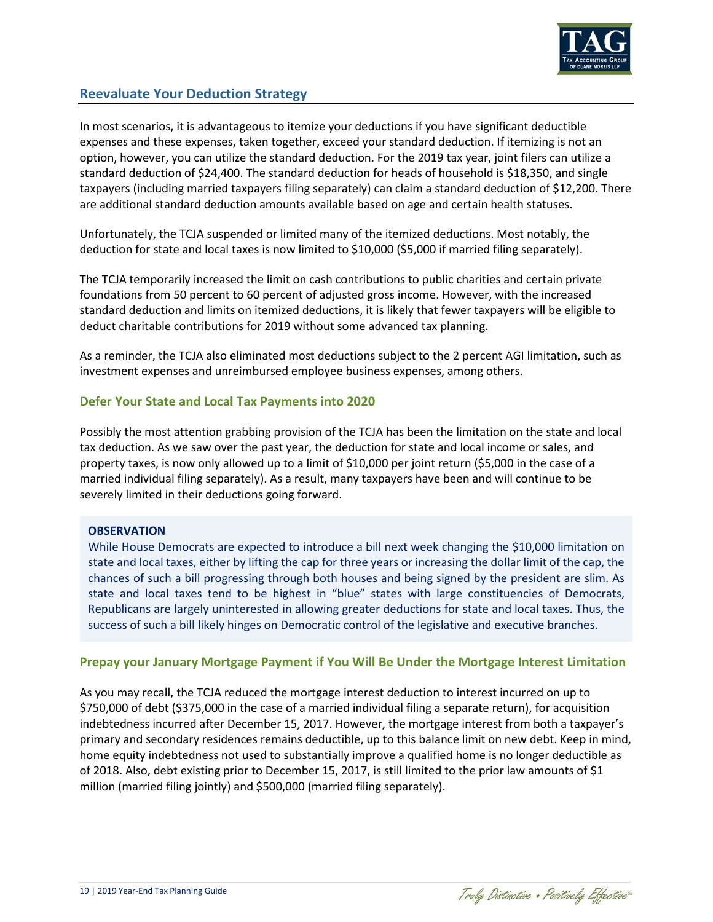## Reevaluate Your Deduction Strategy

In most scenarios, it is advantageous to itemize your deductions if you have significant deductible expenses and these expenses, taken together, exceed your standard deduction. If itemizing is not an option, however, you can utilize the standard deduction. For the 2019 tax year, joint filers can utilize a standard deduction of $24,400. The standard deduction for heads of household is $18,350, and single taxpayers (including married taxpayers filing separately) can claim a standard deduction of $12,200. There are additional standard deduction amounts available based on age and certain health statuses.

Unfortunately, the TCJA suspended or limited many of the itemized deductions. Most notably, the deduction for state and local taxes is now limited to $10,000 ($5,000 if married filing separately).

The TCJA temporarily increased the limit on cash contributions to public charities and certain private foundations from 50 percent to 60 percent of adjusted gross income. However, with the increased standard deduction and limits on itemized deductions, it is likely that fewer taxpayers will be eligible to deduct charitable contributions for 2019 without some advanced tax planning.

As a reminder, the TCJA also eliminated most deductions subject to the 2 percent AGI limitation, such as investment expenses and unreimbursed employee business expenses, among others.

### Defer Your State and Local Tax Payments into 2020

Possibly the most attention grabbing provision of the TCJA has been the limitation on the state and local tax deduction. As we saw over the past year, the deduction for state and local income or sales, and property taxes, is now only allowed up to a limit of $10,000 per joint return ($5,000 in the case of a married individual filing separately). As a result, many taxpayers have been and will continue to be severely limited in their deductions going forward.

> **OBSERVATION**
>
> While House Democrats are expected to introduce a bill next week changing the $10,000 limitation on state and local taxes, either by lifting the cap for three years or increasing the dollar limit of the cap, the chances of such a bill progressing through both houses and being signed by the president are slim. As state and local taxes tend to be highest in "blue" states with large constituencies of Democrats, Republicans are largely uninterested in allowing greater deductions for state and local taxes. Thus, the success of such a bill likely hinges on Democratic control of the legislative and executive branches.

### Prepay your January Mortgage Payment if You Will Be Under the Mortgage Interest Limitation

As you may recall, the TCJA reduced the mortgage interest deduction to interest incurred on up to $750,000 of debt ($375,000 in the case of a married individual filing a separate return), for acquisition indebtedness incurred after December 15, 2017. However, the mortgage interest from both a taxpayer's primary and secondary residences remains deductible, up to this balance limit on new debt. Keep in mind, home equity indebtedness not used to substantially improve a qualified home is no longer deductible as of 2018. Also, debt existing prior to December 15, 2017, is still limited to the prior law amounts of $1 million (married filing jointly) and $500,000 (married filing separately).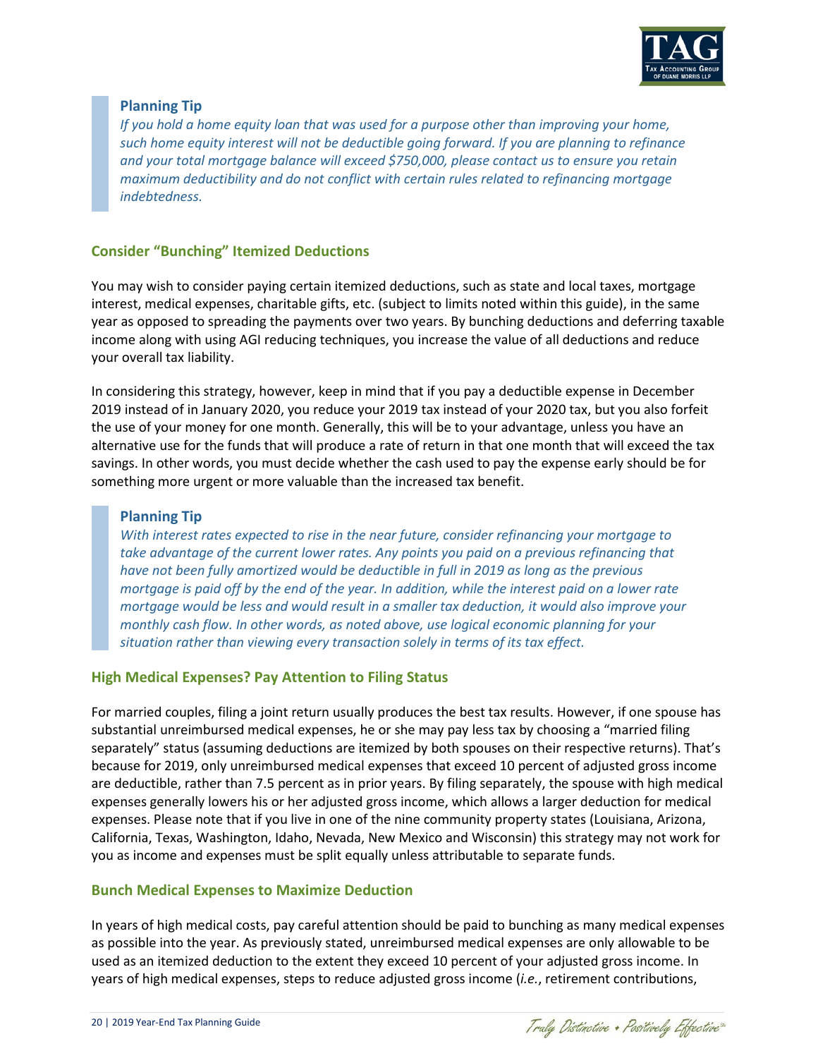> **Planning Tip**
>
> *If you hold a home equity loan that was used for a purpose other than improving your home, such home equity interest will not be deductible going forward. If you are planning to refinance and your total mortgage balance will exceed $750,000, please contact us to ensure you retain maximum deductibility and do not conflict with certain rules related to refinancing mortgage indebtedness.*

### Consider "Bunching" Itemized Deductions

You may wish to consider paying certain itemized deductions, such as state and local taxes, mortgage interest, medical expenses, charitable gifts, etc. (subject to limits noted within this guide), in the same year as opposed to spreading the payments over two years. By bunching deductions and deferring taxable income along with using AGI reducing techniques, you increase the value of all deductions and reduce your overall tax liability.

In considering this strategy, however, keep in mind that if you pay a deductible expense in December 2019 instead of in January 2020, you reduce your 2019 tax instead of your 2020 tax, but you also forfeit the use of your money for one month. Generally, this will be to your advantage, unless you have an alternative use for the funds that will produce a rate of return in that one month that will exceed the tax savings. In other words, you must decide whether the cash used to pay the expense early should be for something more urgent or more valuable than the increased tax benefit.

> **Planning Tip**
>
> *With interest rates expected to rise in the near future, consider refinancing your mortgage to take advantage of the current lower rates. Any points you paid on a previous refinancing that have not been fully amortized would be deductible in full in 2019 as long as the previous mortgage is paid off by the end of the year. In addition, while the interest paid on a lower rate mortgage would be less and would result in a smaller tax deduction, it would also improve your monthly cash flow. In other words, as noted above, use logical economic planning for your situation rather than viewing every transaction solely in terms of its tax effect.*

### High Medical Expenses? Pay Attention to Filing Status

For married couples, filing a joint return usually produces the best tax results. However, if one spouse has substantial unreimbursed medical expenses, he or she may pay less tax by choosing a "married filing separately" status (assuming deductions are itemized by both spouses on their respective returns). That's because for 2019, only unreimbursed medical expenses that exceed 10 percent of adjusted gross income are deductible, rather than 7.5 percent as in prior years. By filing separately, the spouse with high medical expenses generally lowers his or her adjusted gross income, which allows a larger deduction for medical expenses. Please note that if you live in one of the nine community property states (Louisiana, Arizona, California, Texas, Washington, Idaho, Nevada, New Mexico and Wisconsin) this strategy may not work for you as income and expenses must be split equally unless attributable to separate funds.

### Bunch Medical Expenses to Maximize Deduction

In years of high medical costs, pay careful attention should be paid to bunching as many medical expenses as possible into the year. As previously stated, unreimbursed medical expenses are only allowable to be used as an itemized deduction to the extent they exceed 10 percent of your adjusted gross income. In years of high medical expenses, steps to reduce adjusted gross income (*i.e.*, retirement contributions,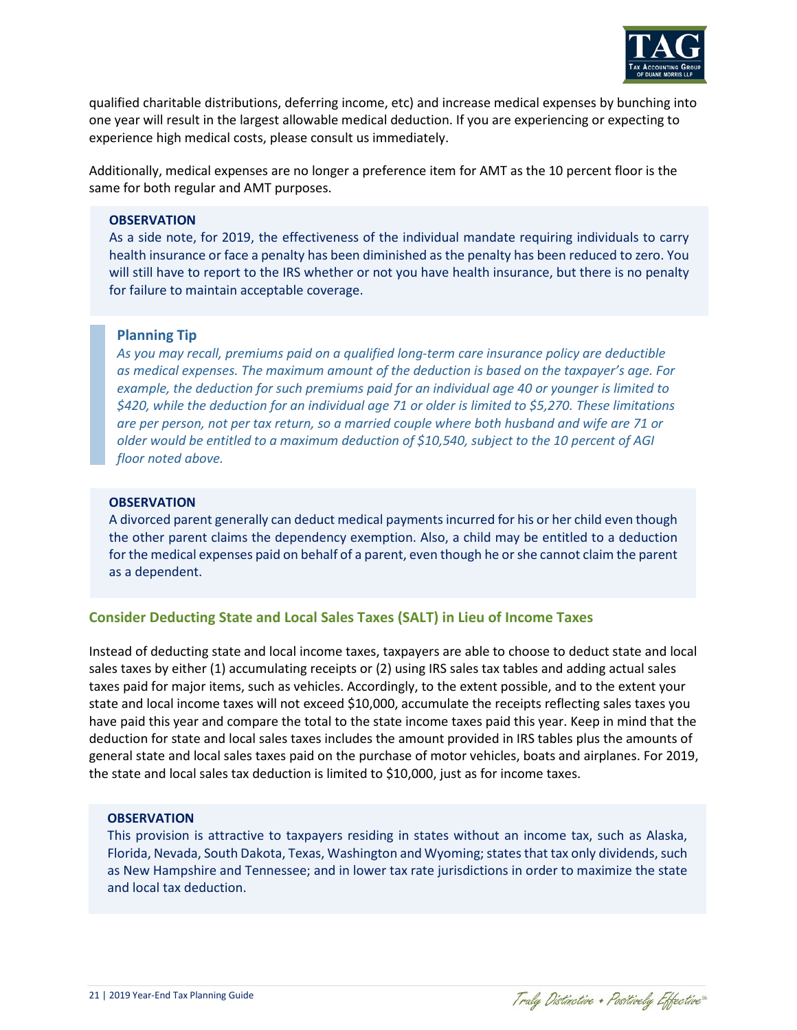qualified charitable distributions, deferring income, etc) and increase medical expenses by bunching into one year will result in the largest allowable medical deduction. If you are experiencing or expecting to experience high medical costs, please consult us immediately.

Additionally, medical expenses are no longer a preference item for AMT as the 10 percent floor is the same for both regular and AMT purposes.

**OBSERVATION**

As a side note, for 2019, the effectiveness of the individual mandate requiring individuals to carry health insurance or face a penalty has been diminished as the penalty has been reduced to zero. You will still have to report to the IRS whether or not you have health insurance, but there is no penalty for failure to maintain acceptable coverage.

**Planning Tip**

*As you may recall, premiums paid on a qualified long-term care insurance policy are deductible as medical expenses. The maximum amount of the deduction is based on the taxpayer's age. For example, the deduction for such premiums paid for an individual age 40 or younger is limited to $420, while the deduction for an individual age 71 or older is limited to $5,270. These limitations are per person, not per tax return, so a married couple where both husband and wife are 71 or older would be entitled to a maximum deduction of $10,540, subject to the 10 percent of AGI floor noted above.*

**OBSERVATION**

A divorced parent generally can deduct medical payments incurred for his or her child even though the other parent claims the dependency exemption. Also, a child may be entitled to a deduction for the medical expenses paid on behalf of a parent, even though he or she cannot claim the parent as a dependent.

### Consider Deducting State and Local Sales Taxes (SALT) in Lieu of Income Taxes

Instead of deducting state and local income taxes, taxpayers are able to choose to deduct state and local sales taxes by either (1) accumulating receipts or (2) using IRS sales tax tables and adding actual sales taxes paid for major items, such as vehicles. Accordingly, to the extent possible, and to the extent your state and local income taxes will not exceed $10,000, accumulate the receipts reflecting sales taxes you have paid this year and compare the total to the state income taxes paid this year. Keep in mind that the deduction for state and local sales taxes includes the amount provided in IRS tables plus the amounts of general state and local sales taxes paid on the purchase of motor vehicles, boats and airplanes. For 2019, the state and local sales tax deduction is limited to $10,000, just as for income taxes.

**OBSERVATION**

This provision is attractive to taxpayers residing in states without an income tax, such as Alaska, Florida, Nevada, South Dakota, Texas, Washington and Wyoming; states that tax only dividends, such as New Hampshire and Tennessee; and in lower tax rate jurisdictions in order to maximize the state and local tax deduction.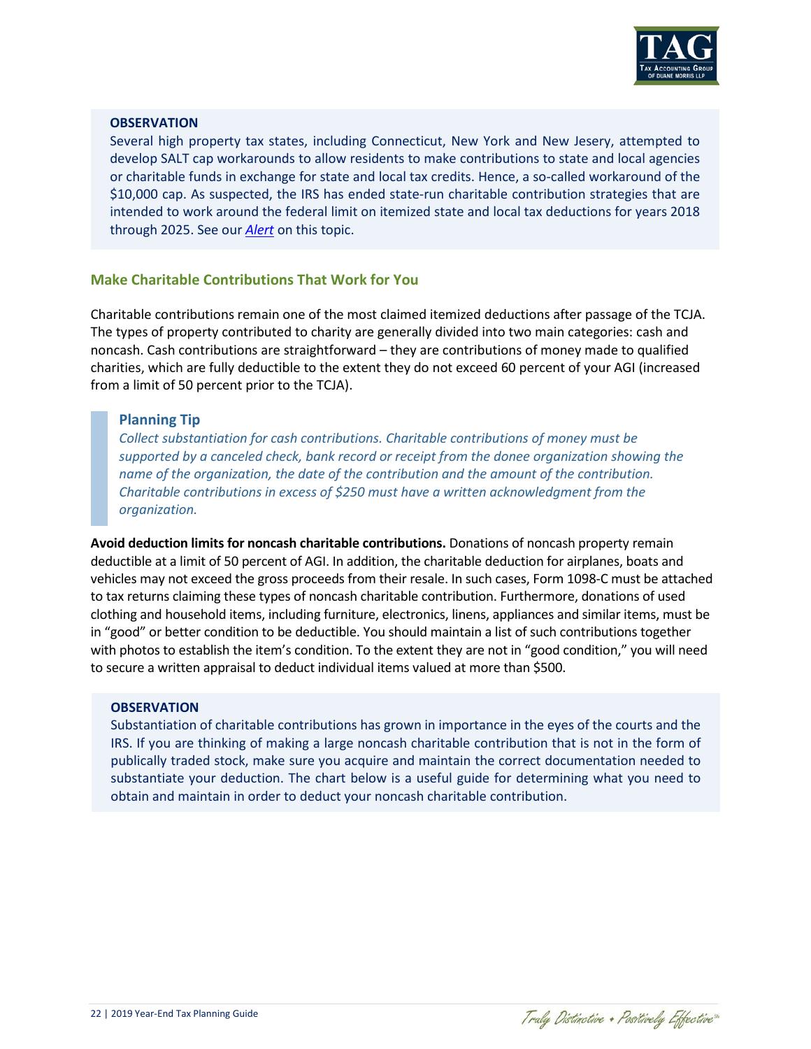**OBSERVATION**

Several high property tax states, including Connecticut, New York and New Jesery, attempted to develop SALT cap workarounds to allow residents to make contributions to state and local agencies or charitable funds in exchange for state and local tax credits. Hence, a so-called workaround of the $10,000 cap. As suspected, the IRS has ended state-run charitable contribution strategies that are intended to work around the federal limit on itemized state and local tax deductions for years 2018 through 2025. See our *Alert* on this topic.

### Make Charitable Contributions That Work for You

Charitable contributions remain one of the most claimed itemized deductions after passage of the TCJA. The types of property contributed to charity are generally divided into two main categories: cash and noncash. Cash contributions are straightforward – they are contributions of money made to qualified charities, which are fully deductible to the extent they do not exceed 60 percent of your AGI (increased from a limit of 50 percent prior to the TCJA).

> **Planning Tip**
>
> *Collect substantiation for cash contributions. Charitable contributions of money must be supported by a canceled check, bank record or receipt from the donee organization showing the name of the organization, the date of the contribution and the amount of the contribution. Charitable contributions in excess of $250 must have a written acknowledgment from the organization.*

**Avoid deduction limits for noncash charitable contributions.** Donations of noncash property remain deductible at a limit of 50 percent of AGI. In addition, the charitable deduction for airplanes, boats and vehicles may not exceed the gross proceeds from their resale. In such cases, Form 1098-C must be attached to tax returns claiming these types of noncash charitable contribution. Furthermore, donations of used clothing and household items, including furniture, electronics, linens, appliances and similar items, must be in "good" or better condition to be deductible. You should maintain a list of such contributions together with photos to establish the item's condition. To the extent they are not in "good condition," you will need to secure a written appraisal to deduct individual items valued at more than $500.

**OBSERVATION**

Substantiation of charitable contributions has grown in importance in the eyes of the courts and the IRS. If you are thinking of making a large noncash charitable contribution that is not in the form of publically traded stock, make sure you acquire and maintain the correct documentation needed to substantiate your deduction. The chart below is a useful guide for determining what you need to obtain and maintain in order to deduct your noncash charitable contribution.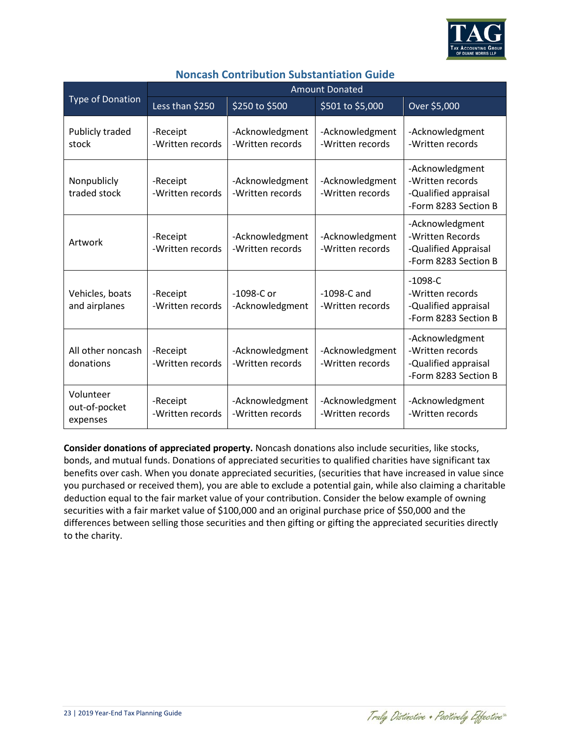## Noncash Contribution Substantiation Guide

| Type of Donation | Amount Donated | | | |
|---|---|---|---|---|
| | Less than $250 | $250 to $500 | $501 to $5,000 | Over $5,000 |
| Publicly traded stock | -Receipt<br>-Written records | -Acknowledgment<br>-Written records | -Acknowledgment<br>-Written records | -Acknowledgment<br>-Written records |
| Nonpublicly traded stock | -Receipt<br>-Written records | -Acknowledgment<br>-Written records | -Acknowledgment<br>-Written records | -Acknowledgment<br>-Written records<br>-Qualified appraisal<br>-Form 8283 Section B |
| Artwork | -Receipt<br>-Written records | -Acknowledgment<br>-Written records | -Acknowledgment<br>-Written records | -Acknowledgment<br>-Written Records<br>-Qualified Appraisal<br>-Form 8283 Section B |
| Vehicles, boats and airplanes | -Receipt<br>-Written records | -1098-C or<br>-Acknowledgment | -1098-C and<br>-Written records | -1098-C<br>-Written records<br>-Qualified appraisal<br>-Form 8283 Section B |
| All other noncash donations | -Receipt<br>-Written records | -Acknowledgment<br>-Written records | -Acknowledgment<br>-Written records | -Acknowledgment<br>-Written records<br>-Qualified appraisal<br>-Form 8283 Section B |
| Volunteer out-of-pocket expenses | -Receipt<br>-Written records | -Acknowledgment<br>-Written records | -Acknowledgment<br>-Written records | -Acknowledgment<br>-Written records |

**Consider donations of appreciated property.** Noncash donations also include securities, like stocks, bonds, and mutual funds. Donations of appreciated securities to qualified charities have significant tax benefits over cash. When you donate appreciated securities, (securities that have increased in value since you purchased or received them), you are able to exclude a potential gain, while also claiming a charitable deduction equal to the fair market value of your contribution. Consider the below example of owning securities with a fair market value of $100,000 and an original purchase price of $50,000 and the differences between selling those securities and then gifting or gifting the appreciated securities directly to the charity.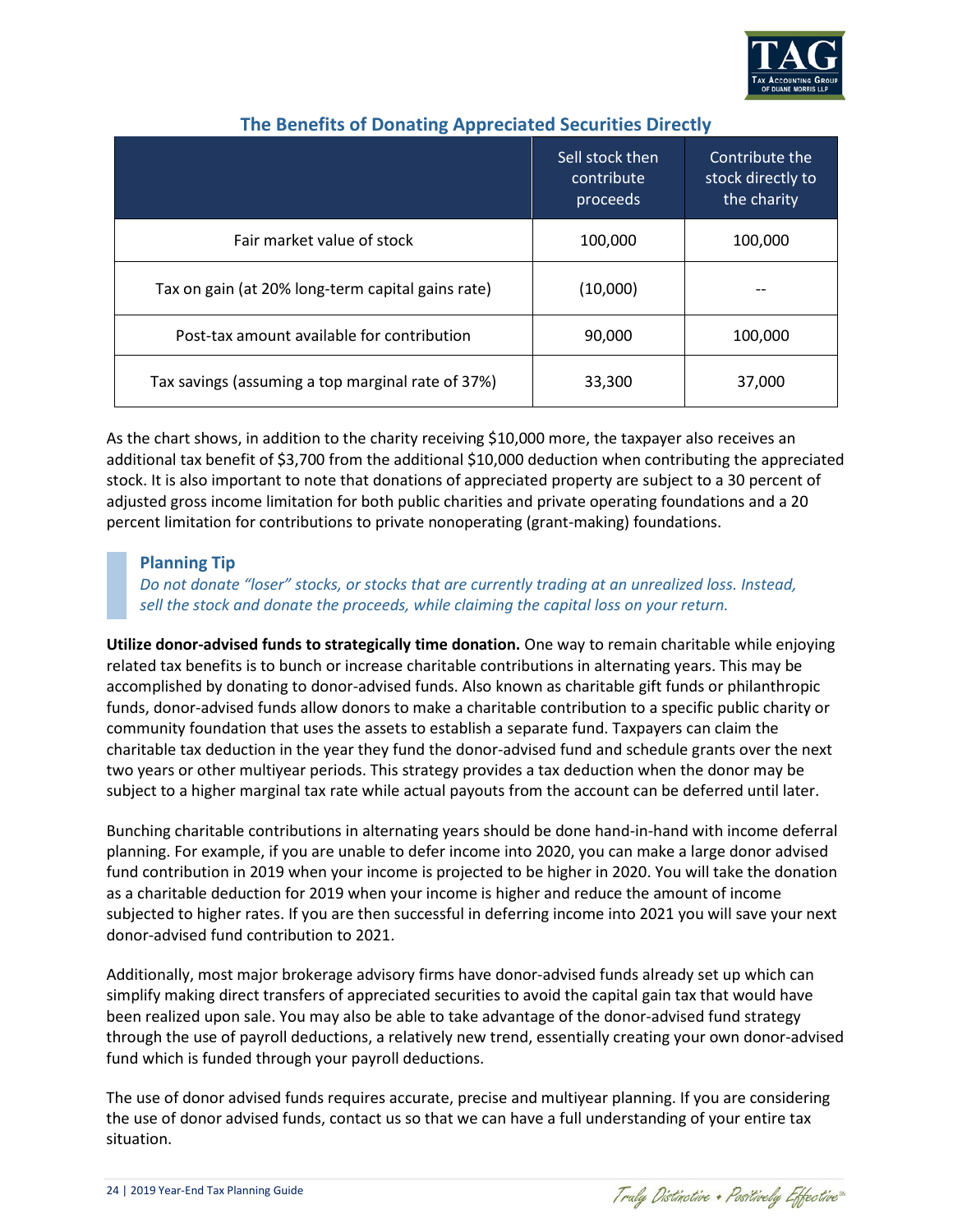## The Benefits of Donating Appreciated Securities Directly

| | Sell stock then contribute proceeds | Contribute the stock directly to the charity |
|---|---|---|
| Fair market value of stock | 100,000 | 100,000 |
| Tax on gain (at 20% long-term capital gains rate) | (10,000) | -- |
| Post-tax amount available for contribution | 90,000 | 100,000 |
| Tax savings (assuming a top marginal rate of 37%) | 33,300 | 37,000 |

As the chart shows, in addition to the charity receiving $10,000 more, the taxpayer also receives an additional tax benefit of $3,700 from the additional $10,000 deduction when contributing the appreciated stock. It is also important to note that donations of appreciated property are subject to a 30 percent of adjusted gross income limitation for both public charities and private operating foundations and a 20 percent limitation for contributions to private nonoperating (grant-making) foundations.

> **Planning Tip**
> *Do not donate "loser" stocks, or stocks that are currently trading at an unrealized loss. Instead, sell the stock and donate the proceeds, while claiming the capital loss on your return.*

**Utilize donor-advised funds to strategically time donation.** One way to remain charitable while enjoying related tax benefits is to bunch or increase charitable contributions in alternating years. This may be accomplished by donating to donor-advised funds. Also known as charitable gift funds or philanthropic funds, donor-advised funds allow donors to make a charitable contribution to a specific public charity or community foundation that uses the assets to establish a separate fund. Taxpayers can claim the charitable tax deduction in the year they fund the donor-advised fund and schedule grants over the next two years or other multiyear periods. This strategy provides a tax deduction when the donor may be subject to a higher marginal tax rate while actual payouts from the account can be deferred until later.

Bunching charitable contributions in alternating years should be done hand-in-hand with income deferral planning. For example, if you are unable to defer income into 2020, you can make a large donor advised fund contribution in 2019 when your income is projected to be higher in 2020. You will take the donation as a charitable deduction for 2019 when your income is higher and reduce the amount of income subjected to higher rates. If you are then successful in deferring income into 2021 you will save your next donor-advised fund contribution to 2021.

Additionally, most major brokerage advisory firms have donor-advised funds already set up which can simplify making direct transfers of appreciated securities to avoid the capital gain tax that would have been realized upon sale. You may also be able to take advantage of the donor-advised fund strategy through the use of payroll deductions, a relatively new trend, essentially creating your own donor-advised fund which is funded through your payroll deductions.

The use of donor advised funds requires accurate, precise and multiyear planning. If you are considering the use of donor advised funds, contact us so that we can have a full understanding of your entire tax situation.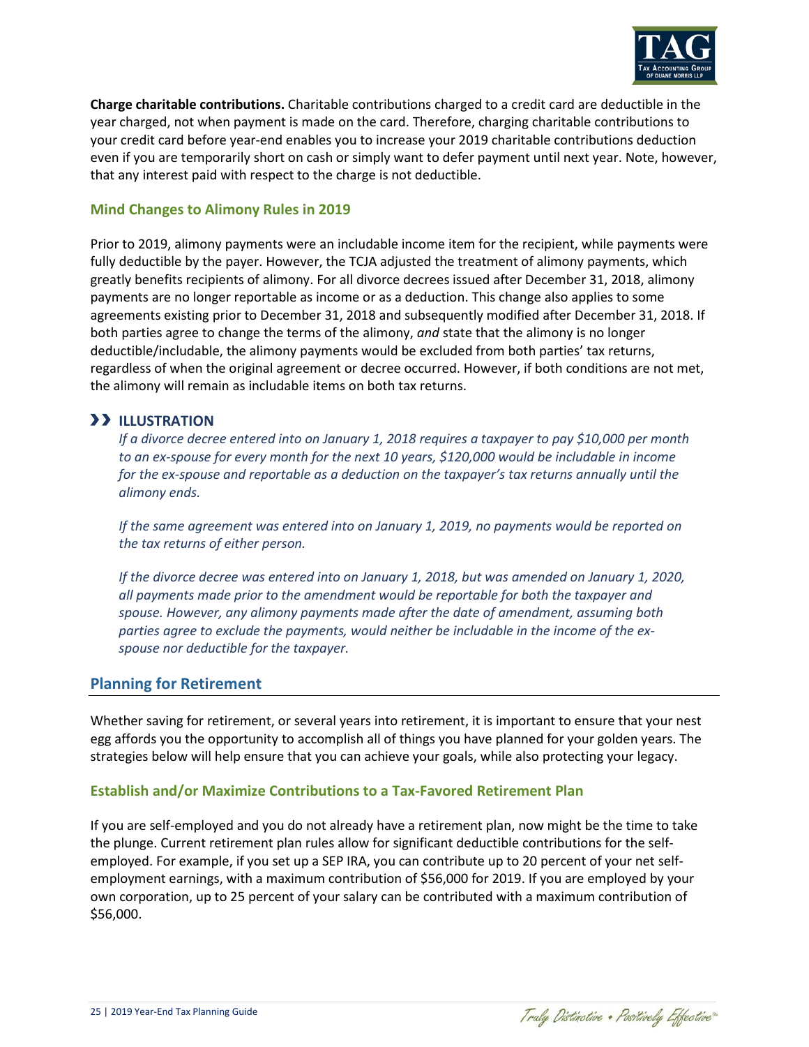**Charge charitable contributions.** Charitable contributions charged to a credit card are deductible in the year charged, not when payment is made on the card. Therefore, charging charitable contributions to your credit card before year-end enables you to increase your 2019 charitable contributions deduction even if you are temporarily short on cash or simply want to defer payment until next year. Note, however, that any interest paid with respect to the charge is not deductible.

### Mind Changes to Alimony Rules in 2019

Prior to 2019, alimony payments were an includable income item for the recipient, while payments were fully deductible by the payer. However, the TCJA adjusted the treatment of alimony payments, which greatly benefits recipients of alimony. For all divorce decrees issued after December 31, 2018, alimony payments are no longer reportable as income or as a deduction. This change also applies to some agreements existing prior to December 31, 2018 and subsequently modified after December 31, 2018. If both parties agree to change the terms of the alimony, *and* state that the alimony is no longer deductible/includable, the alimony payments would be excluded from both parties' tax returns, regardless of when the original agreement or decree occurred. However, if both conditions are not met, the alimony will remain as includable items on both tax returns.

**ILLUSTRATION**

*If a divorce decree entered into on January 1, 2018 requires a taxpayer to pay $10,000 per month to an ex-spouse for every month for the next 10 years, $120,000 would be includable in income for the ex-spouse and reportable as a deduction on the taxpayer's tax returns annually until the alimony ends.*

*If the same agreement was entered into on January 1, 2019, no payments would be reported on the tax returns of either person.*

*If the divorce decree was entered into on January 1, 2018, but was amended on January 1, 2020, all payments made prior to the amendment would be reportable for both the taxpayer and spouse. However, any alimony payments made after the date of amendment, assuming both parties agree to exclude the payments, would neither be includable in the income of the ex-spouse nor deductible for the taxpayer.*

## Planning for Retirement

Whether saving for retirement, or several years into retirement, it is important to ensure that your nest egg affords you the opportunity to accomplish all of things you have planned for your golden years. The strategies below will help ensure that you can achieve your goals, while also protecting your legacy.

### Establish and/or Maximize Contributions to a Tax-Favored Retirement Plan

If you are self-employed and you do not already have a retirement plan, now might be the time to take the plunge. Current retirement plan rules allow for significant deductible contributions for the self-employed. For example, if you set up a SEP IRA, you can contribute up to 20 percent of your net self-employment earnings, with a maximum contribution of $56,000 for 2019. If you are employed by your own corporation, up to 25 percent of your salary can be contributed with a maximum contribution of $56,000.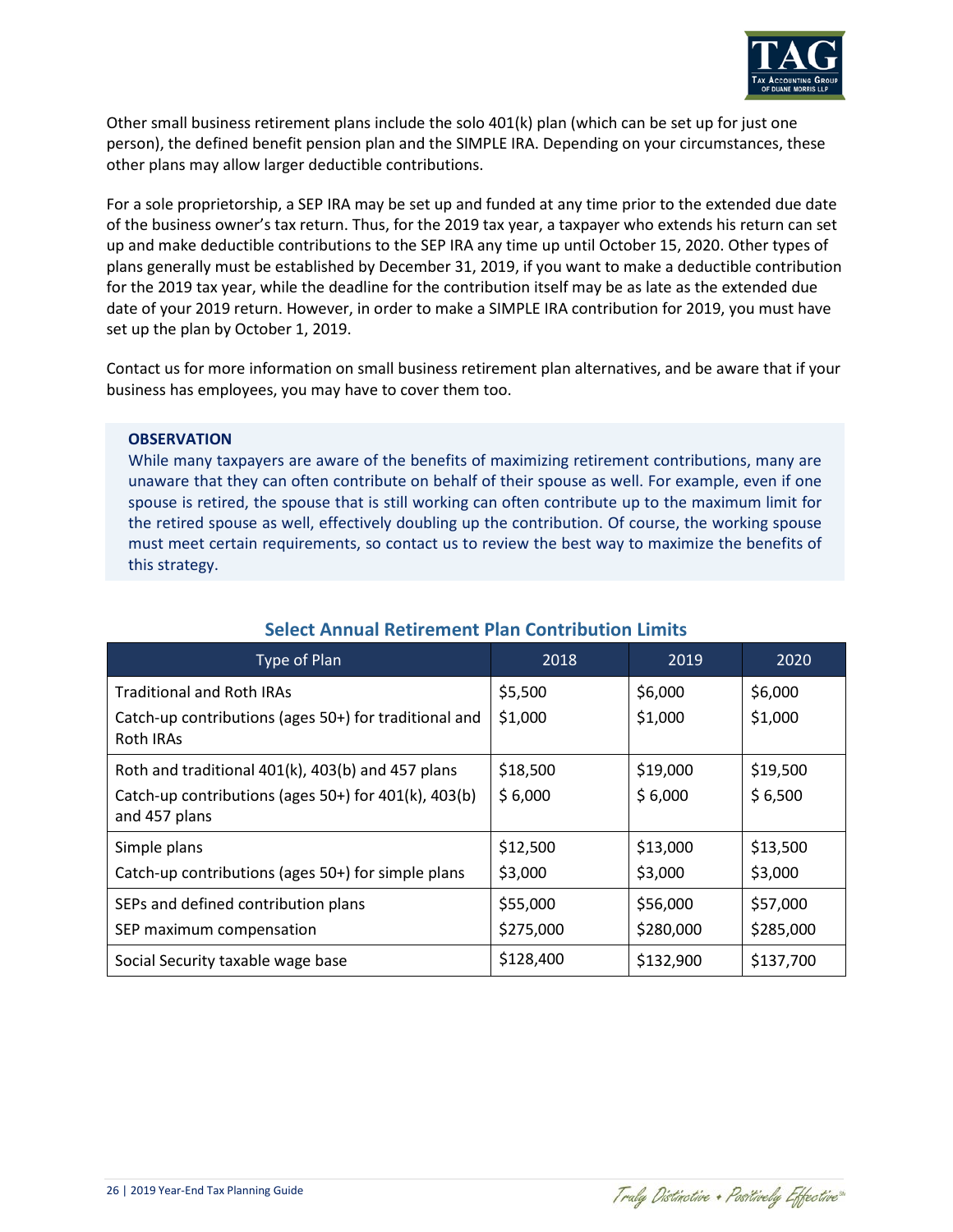Other small business retirement plans include the solo 401(k) plan (which can be set up for just one person), the defined benefit pension plan and the SIMPLE IRA. Depending on your circumstances, these other plans may allow larger deductible contributions.

For a sole proprietorship, a SEP IRA may be set up and funded at any time prior to the extended due date of the business owner's tax return. Thus, for the 2019 tax year, a taxpayer who extends his return can set up and make deductible contributions to the SEP IRA any time up until October 15, 2020. Other types of plans generally must be established by December 31, 2019, if you want to make a deductible contribution for the 2019 tax year, while the deadline for the contribution itself may be as late as the extended due date of your 2019 return. However, in order to make a SIMPLE IRA contribution for 2019, you must have set up the plan by October 1, 2019.

Contact us for more information on small business retirement plan alternatives, and be aware that if your business has employees, you may have to cover them too.

> **OBSERVATION**
> While many taxpayers are aware of the benefits of maximizing retirement contributions, many are unaware that they can often contribute on behalf of their spouse as well. For example, even if one spouse is retired, the spouse that is still working can often contribute up to the maximum limit for the retired spouse as well, effectively doubling up the contribution. Of course, the working spouse must meet certain requirements, so contact us to review the best way to maximize the benefits of this strategy.

### Select Annual Retirement Plan Contribution Limits

| Type of Plan | 2018 | 2019 | 2020 |
|---|---|---|---|
| Traditional and Roth IRAs | $5,500 | $6,000 | $6,000 |
| Catch-up contributions (ages 50+) for traditional and Roth IRAs | $1,000 | $1,000 | $1,000 |
| Roth and traditional 401(k), 403(b) and 457 plans | $18,500 | $19,000 | $19,500 |
| Catch-up contributions (ages 50+) for 401(k), 403(b) and 457 plans | $ 6,000 | $ 6,000 | $ 6,500 |
| Simple plans | $12,500 | $13,000 | $13,500 |
| Catch-up contributions (ages 50+) for simple plans | $3,000 | $3,000 | $3,000 |
| SEPs and defined contribution plans | $55,000 | $56,000 | $57,000 |
| SEP maximum compensation | $275,000 | $280,000 | $285,000 |
| Social Security taxable wage base | $128,400 | $132,900 | $137,700 |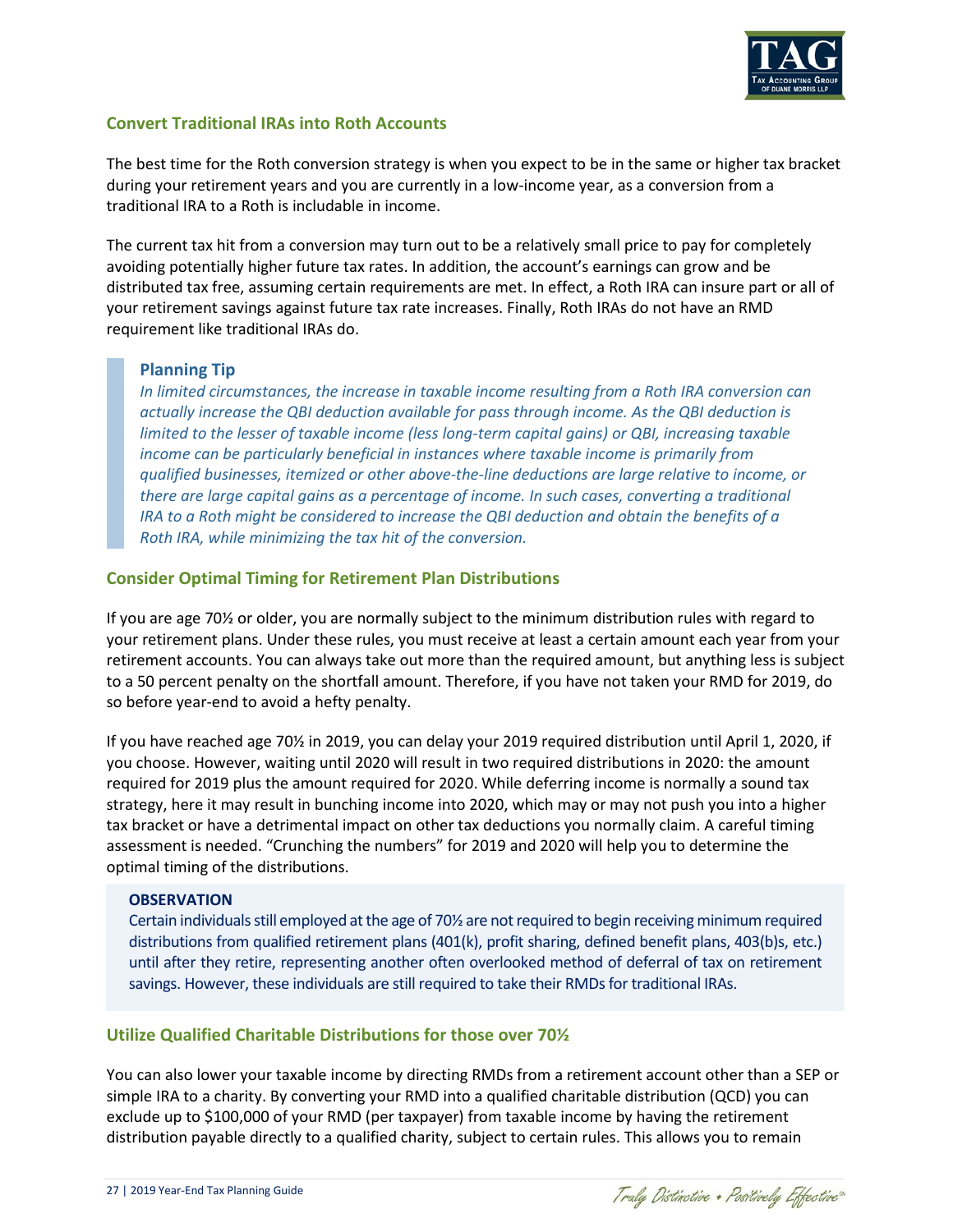## Convert Traditional IRAs into Roth Accounts

The best time for the Roth conversion strategy is when you expect to be in the same or higher tax bracket during your retirement years and you are currently in a low-income year, as a conversion from a traditional IRA to a Roth is includable in income.

The current tax hit from a conversion may turn out to be a relatively small price to pay for completely avoiding potentially higher future tax rates. In addition, the account's earnings can grow and be distributed tax free, assuming certain requirements are met. In effect, a Roth IRA can insure part or all of your retirement savings against future tax rate increases. Finally, Roth IRAs do not have an RMD requirement like traditional IRAs do.

> **Planning Tip**
>
> *In limited circumstances, the increase in taxable income resulting from a Roth IRA conversion can actually increase the QBI deduction available for pass through income. As the QBI deduction is limited to the lesser of taxable income (less long-term capital gains) or QBI, increasing taxable income can be particularly beneficial in instances where taxable income is primarily from qualified businesses, itemized or other above-the-line deductions are large relative to income, or there are large capital gains as a percentage of income. In such cases, converting a traditional IRA to a Roth might be considered to increase the QBI deduction and obtain the benefits of a Roth IRA, while minimizing the tax hit of the conversion.*

## Consider Optimal Timing for Retirement Plan Distributions

If you are age 70½ or older, you are normally subject to the minimum distribution rules with regard to your retirement plans. Under these rules, you must receive at least a certain amount each year from your retirement accounts. You can always take out more than the required amount, but anything less is subject to a 50 percent penalty on the shortfall amount. Therefore, if you have not taken your RMD for 2019, do so before year-end to avoid a hefty penalty.

If you have reached age 70½ in 2019, you can delay your 2019 required distribution until April 1, 2020, if you choose. However, waiting until 2020 will result in two required distributions in 2020: the amount required for 2019 plus the amount required for 2020. While deferring income is normally a sound tax strategy, here it may result in bunching income into 2020, which may or may not push you into a higher tax bracket or have a detrimental impact on other tax deductions you normally claim. A careful timing assessment is needed. "Crunching the numbers" for 2019 and 2020 will help you to determine the optimal timing of the distributions.

> **OBSERVATION**
>
> Certain individuals still employed at the age of 70½ are not required to begin receiving minimum required distributions from qualified retirement plans (401(k), profit sharing, defined benefit plans, 403(b)s, etc.) until after they retire, representing another often overlooked method of deferral of tax on retirement savings. However, these individuals are still required to take their RMDs for traditional IRAs.

## Utilize Qualified Charitable Distributions for those over 70½

You can also lower your taxable income by directing RMDs from a retirement account other than a SEP or simple IRA to a charity. By converting your RMD into a qualified charitable distribution (QCD) you can exclude up to $100,000 of your RMD (per taxpayer) from taxable income by having the retirement distribution payable directly to a qualified charity, subject to certain rules. This allows you to remain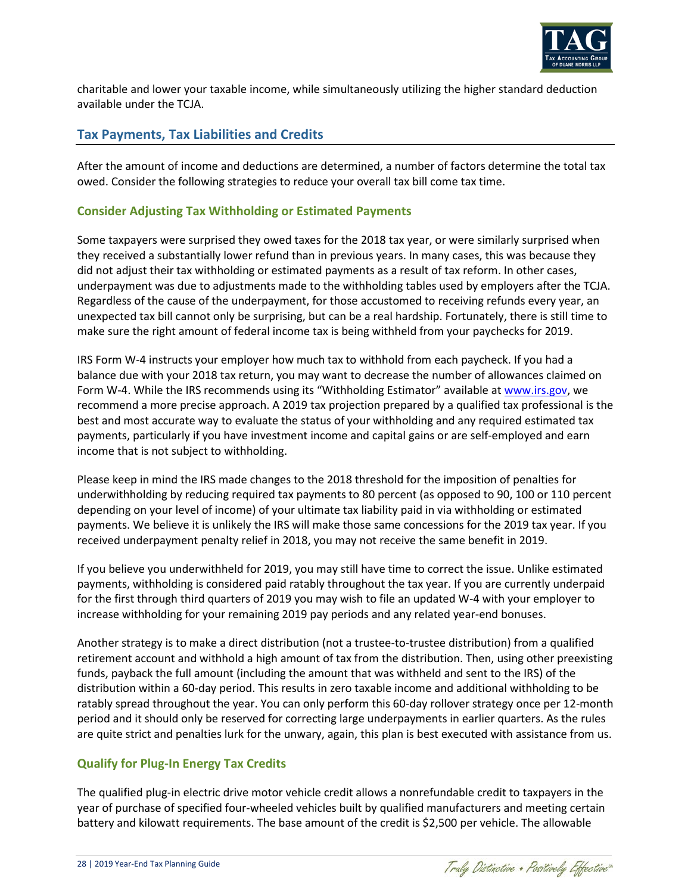charitable and lower your taxable income, while simultaneously utilizing the higher standard deduction available under the TCJA.

## Tax Payments, Tax Liabilities and Credits

After the amount of income and deductions are determined, a number of factors determine the total tax owed. Consider the following strategies to reduce your overall tax bill come tax time.

### Consider Adjusting Tax Withholding or Estimated Payments

Some taxpayers were surprised they owed taxes for the 2018 tax year, or were similarly surprised when they received a substantially lower refund than in previous years. In many cases, this was because they did not adjust their tax withholding or estimated payments as a result of tax reform. In other cases, underpayment was due to adjustments made to the withholding tables used by employers after the TCJA. Regardless of the cause of the underpayment, for those accustomed to receiving refunds every year, an unexpected tax bill cannot only be surprising, but can be a real hardship. Fortunately, there is still time to make sure the right amount of federal income tax is being withheld from your paychecks for 2019.

IRS Form W-4 instructs your employer how much tax to withhold from each paycheck. If you had a balance due with your 2018 tax return, you may want to decrease the number of allowances claimed on Form W-4. While the IRS recommends using its "Withholding Estimator" available at www.irs.gov, we recommend a more precise approach. A 2019 tax projection prepared by a qualified tax professional is the best and most accurate way to evaluate the status of your withholding and any required estimated tax payments, particularly if you have investment income and capital gains or are self-employed and earn income that is not subject to withholding.

Please keep in mind the IRS made changes to the 2018 threshold for the imposition of penalties for underwithholding by reducing required tax payments to 80 percent (as opposed to 90, 100 or 110 percent depending on your level of income) of your ultimate tax liability paid in via withholding or estimated payments. We believe it is unlikely the IRS will make those same concessions for the 2019 tax year. If you received underpayment penalty relief in 2018, you may not receive the same benefit in 2019.

If you believe you underwithheld for 2019, you may still have time to correct the issue. Unlike estimated payments, withholding is considered paid ratably throughout the tax year. If you are currently underpaid for the first through third quarters of 2019 you may wish to file an updated W-4 with your employer to increase withholding for your remaining 2019 pay periods and any related year-end bonuses.

Another strategy is to make a direct distribution (not a trustee-to-trustee distribution) from a qualified retirement account and withhold a high amount of tax from the distribution. Then, using other preexisting funds, payback the full amount (including the amount that was withheld and sent to the IRS) of the distribution within a 60-day period. This results in zero taxable income and additional withholding to be ratably spread throughout the year. You can only perform this 60-day rollover strategy once per 12-month period and it should only be reserved for correcting large underpayments in earlier quarters. As the rules are quite strict and penalties lurk for the unwary, again, this plan is best executed with assistance from us.

### Qualify for Plug-In Energy Tax Credits

The qualified plug-in electric drive motor vehicle credit allows a nonrefundable credit to taxpayers in the year of purchase of specified four-wheeled vehicles built by qualified manufacturers and meeting certain battery and kilowatt requirements. The base amount of the credit is $2,500 per vehicle. The allowable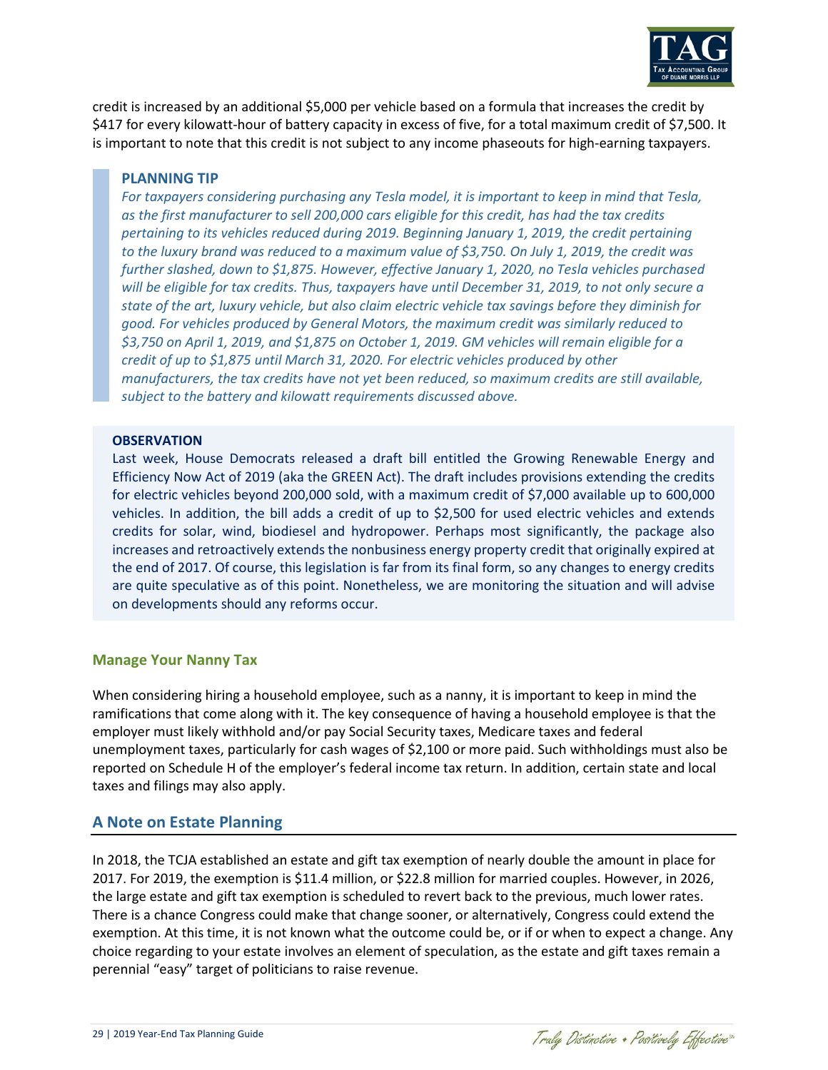credit is increased by an additional $5,000 per vehicle based on a formula that increases the credit by $417 for every kilowatt-hour of battery capacity in excess of five, for a total maximum credit of $7,500. It is important to note that this credit is not subject to any income phaseouts for high-earning taxpayers.

> **PLANNING TIP**
>
> *For taxpayers considering purchasing any Tesla model, it is important to keep in mind that Tesla, as the first manufacturer to sell 200,000 cars eligible for this credit, has had the tax credits pertaining to its vehicles reduced during 2019. Beginning January 1, 2019, the credit pertaining to the luxury brand was reduced to a maximum value of $3,750. On July 1, 2019, the credit was further slashed, down to $1,875. However, effective January 1, 2020, no Tesla vehicles purchased will be eligible for tax credits. Thus, taxpayers have until December 31, 2019, to not only secure a state of the art, luxury vehicle, but also claim electric vehicle tax savings before they diminish for good. For vehicles produced by General Motors, the maximum credit was similarly reduced to $3,750 on April 1, 2019, and $1,875 on October 1, 2019. GM vehicles will remain eligible for a credit of up to $1,875 until March 31, 2020. For electric vehicles produced by other manufacturers, the tax credits have not yet been reduced, so maximum credits are still available, subject to the battery and kilowatt requirements discussed above.*

> **OBSERVATION**
>
> Last week, House Democrats released a draft bill entitled the Growing Renewable Energy and Efficiency Now Act of 2019 (aka the GREEN Act). The draft includes provisions extending the credits for electric vehicles beyond 200,000 sold, with a maximum credit of $7,000 available up to 600,000 vehicles. In addition, the bill adds a credit of up to $2,500 for used electric vehicles and extends credits for solar, wind, biodiesel and hydropower. Perhaps most significantly, the package also increases and retroactively extends the nonbusiness energy property credit that originally expired at the end of 2017. Of course, this legislation is far from its final form, so any changes to energy credits are quite speculative as of this point. Nonetheless, we are monitoring the situation and will advise on developments should any reforms occur.

### Manage Your Nanny Tax

When considering hiring a household employee, such as a nanny, it is important to keep in mind the ramifications that come along with it. The key consequence of having a household employee is that the employer must likely withhold and/or pay Social Security taxes, Medicare taxes and federal unemployment taxes, particularly for cash wages of $2,100 or more paid. Such withholdings must also be reported on Schedule H of the employer's federal income tax return. In addition, certain state and local taxes and filings may also apply.

## A Note on Estate Planning

In 2018, the TCJA established an estate and gift tax exemption of nearly double the amount in place for 2017. For 2019, the exemption is $11.4 million, or $22.8 million for married couples. However, in 2026, the large estate and gift tax exemption is scheduled to revert back to the previous, much lower rates. There is a chance Congress could make that change sooner, or alternatively, Congress could extend the exemption. At this time, it is not known what the outcome could be, or if or when to expect a change. Any choice regarding to your estate involves an element of speculation, as the estate and gift taxes remain a perennial "easy" target of politicians to raise revenue.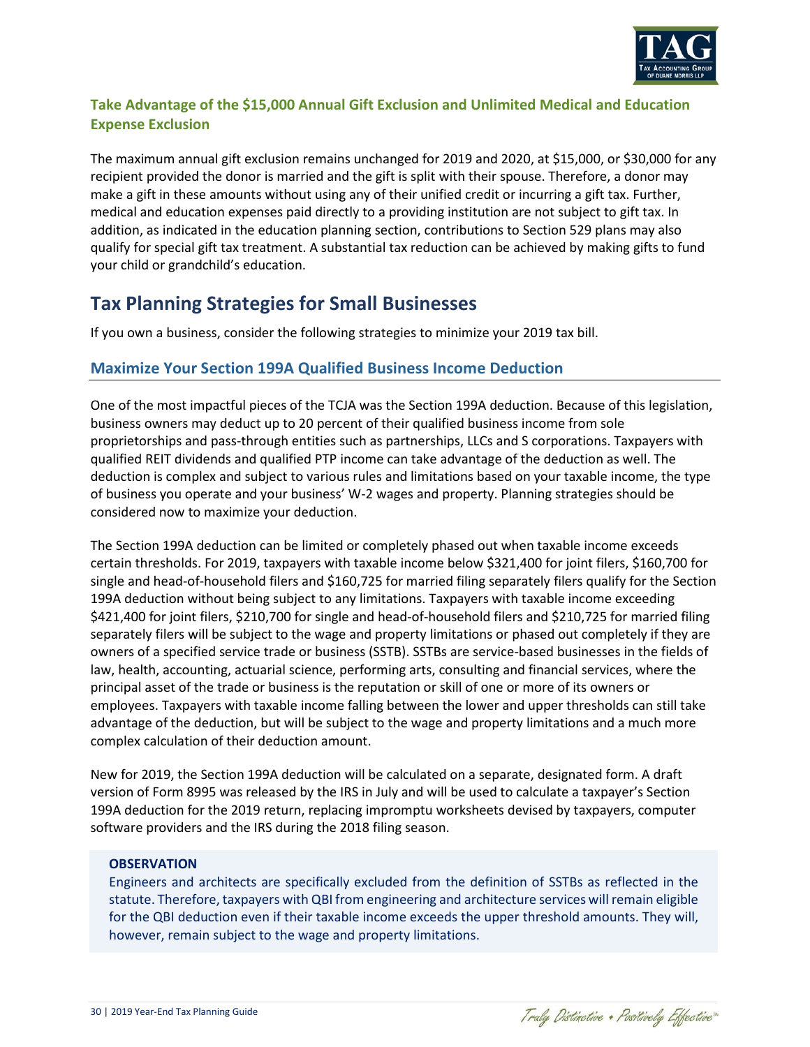### Take Advantage of the $15,000 Annual Gift Exclusion and Unlimited Medical and Education Expense Exclusion

The maximum annual gift exclusion remains unchanged for 2019 and 2020, at $15,000, or $30,000 for any recipient provided the donor is married and the gift is split with their spouse. Therefore, a donor may make a gift in these amounts without using any of their unified credit or incurring a gift tax. Further, medical and education expenses paid directly to a providing institution are not subject to gift tax. In addition, as indicated in the education planning section, contributions to Section 529 plans may also qualify for special gift tax treatment. A substantial tax reduction can be achieved by making gifts to fund your child or grandchild's education.

## Tax Planning Strategies for Small Businesses

If you own a business, consider the following strategies to minimize your 2019 tax bill.

### Maximize Your Section 199A Qualified Business Income Deduction

One of the most impactful pieces of the TCJA was the Section 199A deduction. Because of this legislation, business owners may deduct up to 20 percent of their qualified business income from sole proprietorships and pass-through entities such as partnerships, LLCs and S corporations. Taxpayers with qualified REIT dividends and qualified PTP income can take advantage of the deduction as well. The deduction is complex and subject to various rules and limitations based on your taxable income, the type of business you operate and your business' W-2 wages and property. Planning strategies should be considered now to maximize your deduction.

The Section 199A deduction can be limited or completely phased out when taxable income exceeds certain thresholds. For 2019, taxpayers with taxable income below $321,400 for joint filers, $160,700 for single and head-of-household filers and $160,725 for married filing separately filers qualify for the Section 199A deduction without being subject to any limitations. Taxpayers with taxable income exceeding $421,400 for joint filers, $210,700 for single and head-of-household filers and $210,725 for married filing separately filers will be subject to the wage and property limitations or phased out completely if they are owners of a specified service trade or business (SSTB). SSTBs are service-based businesses in the fields of law, health, accounting, actuarial science, performing arts, consulting and financial services, where the principal asset of the trade or business is the reputation or skill of one or more of its owners or employees. Taxpayers with taxable income falling between the lower and upper thresholds can still take advantage of the deduction, but will be subject to the wage and property limitations and a much more complex calculation of their deduction amount.

New for 2019, the Section 199A deduction will be calculated on a separate, designated form. A draft version of Form 8995 was released by the IRS in July and will be used to calculate a taxpayer's Section 199A deduction for the 2019 return, replacing impromptu worksheets devised by taxpayers, computer software providers and the IRS during the 2018 filing season.

**OBSERVATION**

Engineers and architects are specifically excluded from the definition of SSTBs as reflected in the statute. Therefore, taxpayers with QBI from engineering and architecture services will remain eligible for the QBI deduction even if their taxable income exceeds the upper threshold amounts. They will, however, remain subject to the wage and property limitations.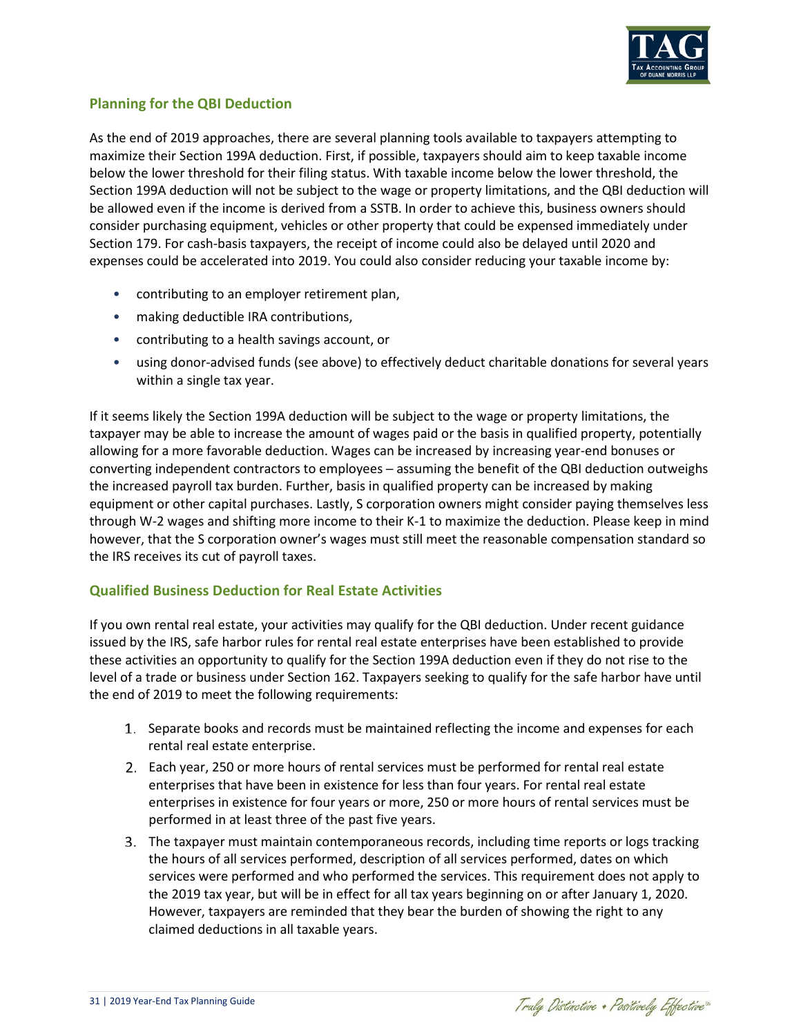## Planning for the QBI Deduction

As the end of 2019 approaches, there are several planning tools available to taxpayers attempting to maximize their Section 199A deduction. First, if possible, taxpayers should aim to keep taxable income below the lower threshold for their filing status. With taxable income below the lower threshold, the Section 199A deduction will not be subject to the wage or property limitations, and the QBI deduction will be allowed even if the income is derived from a SSTB. In order to achieve this, business owners should consider purchasing equipment, vehicles or other property that could be expensed immediately under Section 179. For cash-basis taxpayers, the receipt of income could also be delayed until 2020 and expenses could be accelerated into 2019. You could also consider reducing your taxable income by:

- contributing to an employer retirement plan,
- making deductible IRA contributions,
- contributing to a health savings account, or
- using donor-advised funds (see above) to effectively deduct charitable donations for several years within a single tax year.

If it seems likely the Section 199A deduction will be subject to the wage or property limitations, the taxpayer may be able to increase the amount of wages paid or the basis in qualified property, potentially allowing for a more favorable deduction. Wages can be increased by increasing year-end bonuses or converting independent contractors to employees – assuming the benefit of the QBI deduction outweighs the increased payroll tax burden. Further, basis in qualified property can be increased by making equipment or other capital purchases. Lastly, S corporation owners might consider paying themselves less through W-2 wages and shifting more income to their K-1 to maximize the deduction. Please keep in mind however, that the S corporation owner's wages must still meet the reasonable compensation standard so the IRS receives its cut of payroll taxes.

## Qualified Business Deduction for Real Estate Activities

If you own rental real estate, your activities may qualify for the QBI deduction. Under recent guidance issued by the IRS, safe harbor rules for rental real estate enterprises have been established to provide these activities an opportunity to qualify for the Section 199A deduction even if they do not rise to the level of a trade or business under Section 162. Taxpayers seeking to qualify for the safe harbor have until the end of 2019 to meet the following requirements:

1. Separate books and records must be maintained reflecting the income and expenses for each rental real estate enterprise.
2. Each year, 250 or more hours of rental services must be performed for rental real estate enterprises that have been in existence for less than four years. For rental real estate enterprises in existence for four years or more, 250 or more hours of rental services must be performed in at least three of the past five years.
3. The taxpayer must maintain contemporaneous records, including time reports or logs tracking the hours of all services performed, description of all services performed, dates on which services were performed and who performed the services. This requirement does not apply to the 2019 tax year, but will be in effect for all tax years beginning on or after January 1, 2020. However, taxpayers are reminded that they bear the burden of showing the right to any claimed deductions in all taxable years.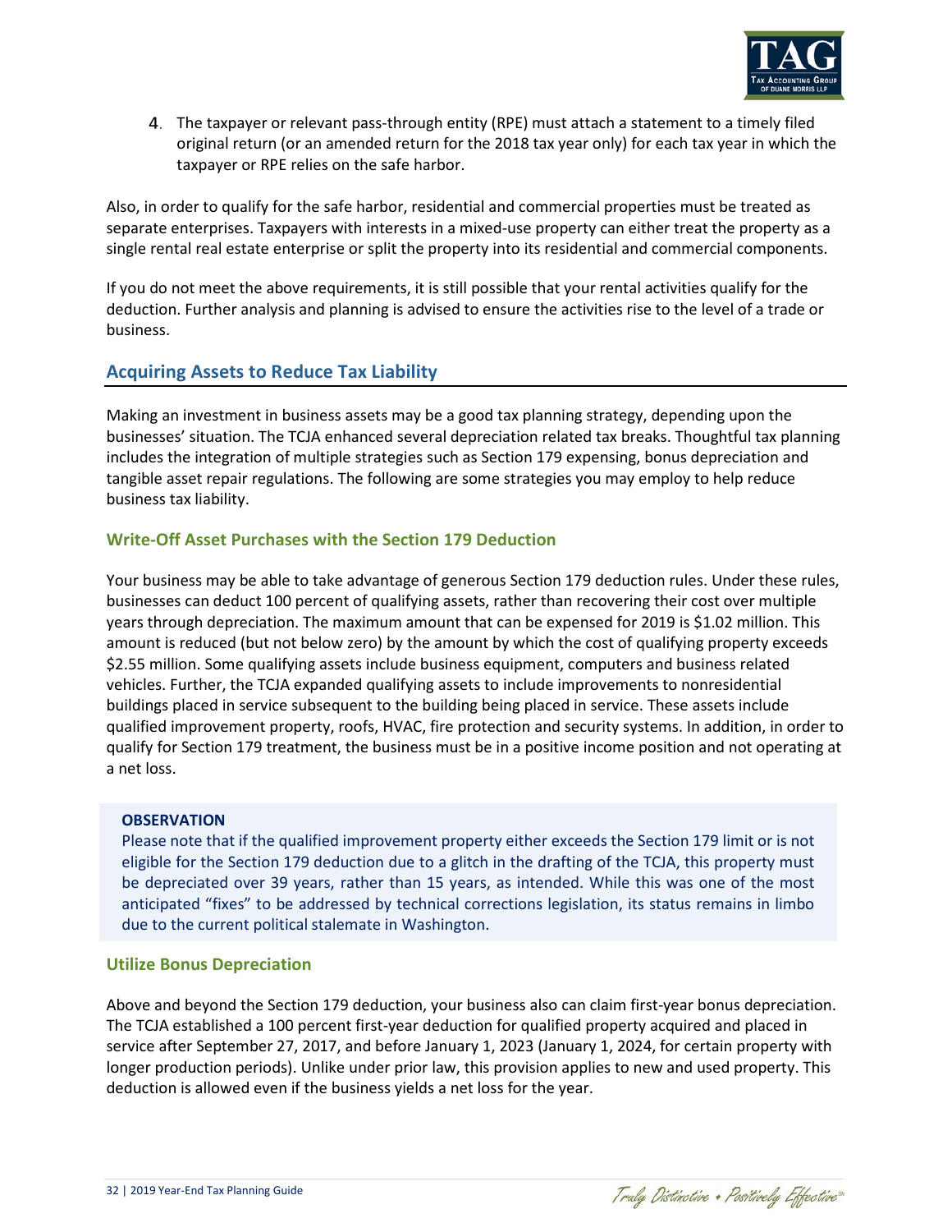4. The taxpayer or relevant pass-through entity (RPE) must attach a statement to a timely filed original return (or an amended return for the 2018 tax year only) for each tax year in which the taxpayer or RPE relies on the safe harbor.

Also, in order to qualify for the safe harbor, residential and commercial properties must be treated as separate enterprises. Taxpayers with interests in a mixed-use property can either treat the property as a single rental real estate enterprise or split the property into its residential and commercial components.

If you do not meet the above requirements, it is still possible that your rental activities qualify for the deduction. Further analysis and planning is advised to ensure the activities rise to the level of a trade or business.

## Acquiring Assets to Reduce Tax Liability

Making an investment in business assets may be a good tax planning strategy, depending upon the businesses' situation. The TCJA enhanced several depreciation related tax breaks. Thoughtful tax planning includes the integration of multiple strategies such as Section 179 expensing, bonus depreciation and tangible asset repair regulations. The following are some strategies you may employ to help reduce business tax liability.

### Write-Off Asset Purchases with the Section 179 Deduction

Your business may be able to take advantage of generous Section 179 deduction rules. Under these rules, businesses can deduct 100 percent of qualifying assets, rather than recovering their cost over multiple years through depreciation. The maximum amount that can be expensed for 2019 is $1.02 million. This amount is reduced (but not below zero) by the amount by which the cost of qualifying property exceeds $2.55 million. Some qualifying assets include business equipment, computers and business related vehicles. Further, the TCJA expanded qualifying assets to include improvements to nonresidential buildings placed in service subsequent to the building being placed in service. These assets include qualified improvement property, roofs, HVAC, fire protection and security systems. In addition, in order to qualify for Section 179 treatment, the business must be in a positive income position and not operating at a net loss.

> **OBSERVATION**
> Please note that if the qualified improvement property either exceeds the Section 179 limit or is not eligible for the Section 179 deduction due to a glitch in the drafting of the TCJA, this property must be depreciated over 39 years, rather than 15 years, as intended. While this was one of the most anticipated "fixes" to be addressed by technical corrections legislation, its status remains in limbo due to the current political stalemate in Washington.

### Utilize Bonus Depreciation

Above and beyond the Section 179 deduction, your business also can claim first-year bonus depreciation. The TCJA established a 100 percent first-year deduction for qualified property acquired and placed in service after September 27, 2017, and before January 1, 2023 (January 1, 2024, for certain property with longer production periods). Unlike under prior law, this provision applies to new and used property. This deduction is allowed even if the business yields a net loss for the year.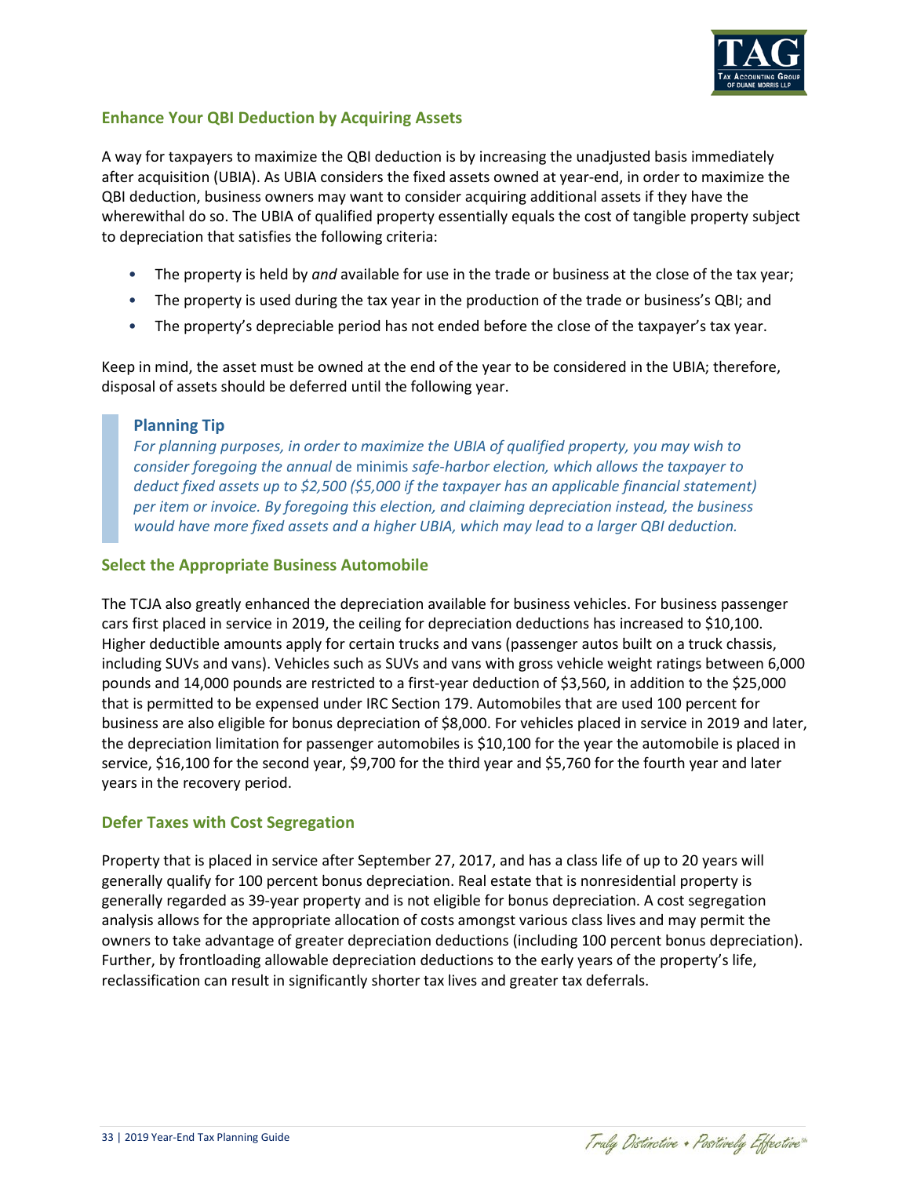## Enhance Your QBI Deduction by Acquiring Assets

A way for taxpayers to maximize the QBI deduction is by increasing the unadjusted basis immediately after acquisition (UBIA). As UBIA considers the fixed assets owned at year-end, in order to maximize the QBI deduction, business owners may want to consider acquiring additional assets if they have the wherewithal do so. The UBIA of qualified property essentially equals the cost of tangible property subject to depreciation that satisfies the following criteria:

- The property is held by *and* available for use in the trade or business at the close of the tax year;
- The property is used during the tax year in the production of the trade or business's QBI; and
- The property's depreciable period has not ended before the close of the taxpayer's tax year.

Keep in mind, the asset must be owned at the end of the year to be considered in the UBIA; therefore, disposal of assets should be deferred until the following year.

> **Planning Tip**
>
> *For planning purposes, in order to maximize the UBIA of qualified property, you may wish to consider foregoing the annual* de minimis *safe-harbor election, which allows the taxpayer to deduct fixed assets up to $2,500 ($5,000 if the taxpayer has an applicable financial statement) per item or invoice. By foregoing this election, and claiming depreciation instead, the business would have more fixed assets and a higher UBIA, which may lead to a larger QBI deduction.*

## Select the Appropriate Business Automobile

The TCJA also greatly enhanced the depreciation available for business vehicles. For business passenger cars first placed in service in 2019, the ceiling for depreciation deductions has increased to $10,100. Higher deductible amounts apply for certain trucks and vans (passenger autos built on a truck chassis, including SUVs and vans). Vehicles such as SUVs and vans with gross vehicle weight ratings between 6,000 pounds and 14,000 pounds are restricted to a first-year deduction of $3,560, in addition to the $25,000 that is permitted to be expensed under IRC Section 179. Automobiles that are used 100 percent for business are also eligible for bonus depreciation of $8,000. For vehicles placed in service in 2019 and later, the depreciation limitation for passenger automobiles is $10,100 for the year the automobile is placed in service, $16,100 for the second year, $9,700 for the third year and $5,760 for the fourth year and later years in the recovery period.

## Defer Taxes with Cost Segregation

Property that is placed in service after September 27, 2017, and has a class life of up to 20 years will generally qualify for 100 percent bonus depreciation. Real estate that is nonresidential property is generally regarded as 39-year property and is not eligible for bonus depreciation. A cost segregation analysis allows for the appropriate allocation of costs amongst various class lives and may permit the owners to take advantage of greater depreciation deductions (including 100 percent bonus depreciation). Further, by frontloading allowable depreciation deductions to the early years of the property's life, reclassification can result in significantly shorter tax lives and greater tax deferrals.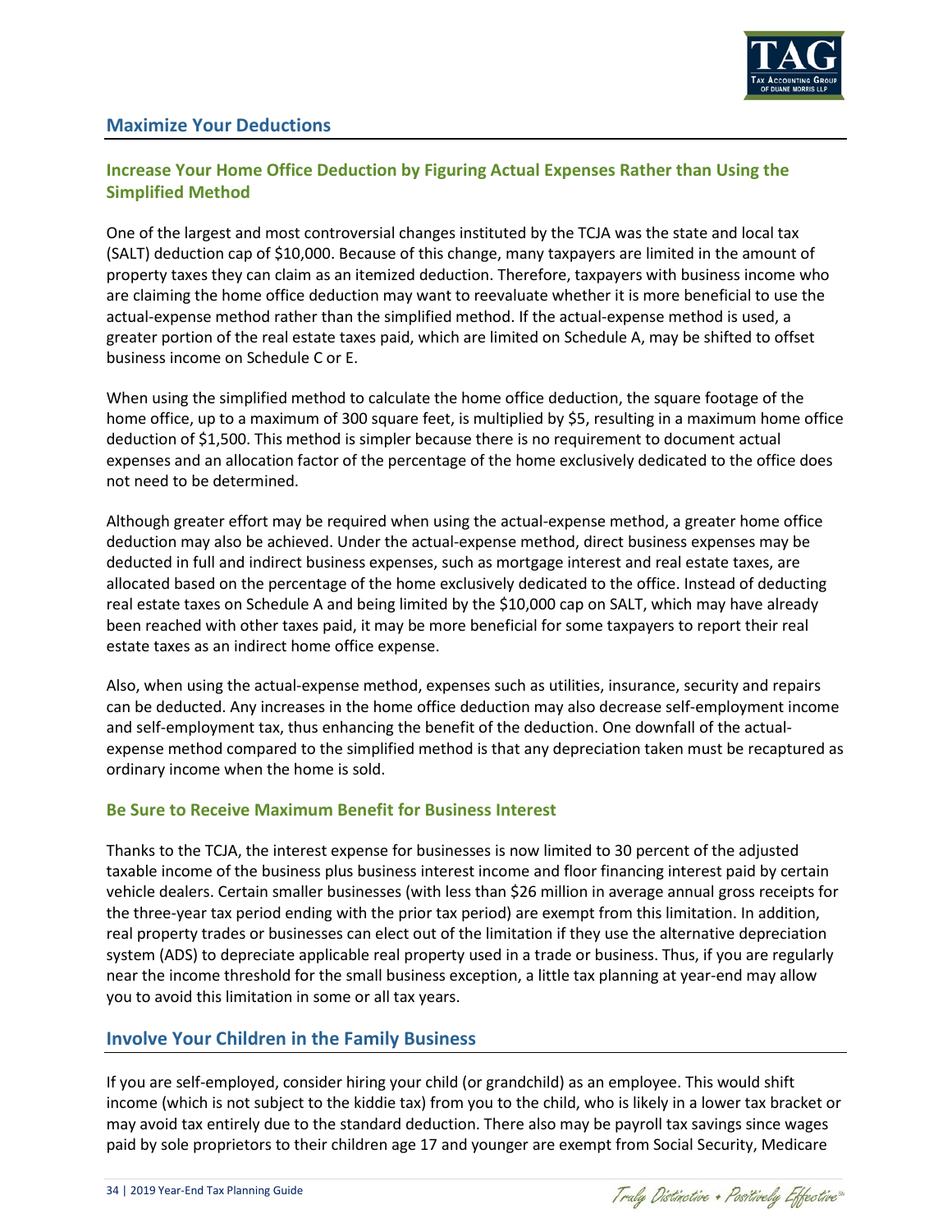## Maximize Your Deductions

### Increase Your Home Office Deduction by Figuring Actual Expenses Rather than Using the Simplified Method

One of the largest and most controversial changes instituted by the TCJA was the state and local tax (SALT) deduction cap of $10,000. Because of this change, many taxpayers are limited in the amount of property taxes they can claim as an itemized deduction. Therefore, taxpayers with business income who are claiming the home office deduction may want to reevaluate whether it is more beneficial to use the actual-expense method rather than the simplified method. If the actual-expense method is used, a greater portion of the real estate taxes paid, which are limited on Schedule A, may be shifted to offset business income on Schedule C or E.

When using the simplified method to calculate the home office deduction, the square footage of the home office, up to a maximum of 300 square feet, is multiplied by $5, resulting in a maximum home office deduction of $1,500. This method is simpler because there is no requirement to document actual expenses and an allocation factor of the percentage of the home exclusively dedicated to the office does not need to be determined.

Although greater effort may be required when using the actual-expense method, a greater home office deduction may also be achieved. Under the actual-expense method, direct business expenses may be deducted in full and indirect business expenses, such as mortgage interest and real estate taxes, are allocated based on the percentage of the home exclusively dedicated to the office. Instead of deducting real estate taxes on Schedule A and being limited by the $10,000 cap on SALT, which may have already been reached with other taxes paid, it may be more beneficial for some taxpayers to report their real estate taxes as an indirect home office expense.

Also, when using the actual-expense method, expenses such as utilities, insurance, security and repairs can be deducted. Any increases in the home office deduction may also decrease self-employment income and self-employment tax, thus enhancing the benefit of the deduction. One downfall of the actual-expense method compared to the simplified method is that any depreciation taken must be recaptured as ordinary income when the home is sold.

### Be Sure to Receive Maximum Benefit for Business Interest

Thanks to the TCJA, the interest expense for businesses is now limited to 30 percent of the adjusted taxable income of the business plus business interest income and floor financing interest paid by certain vehicle dealers. Certain smaller businesses (with less than $26 million in average annual gross receipts for the three-year tax period ending with the prior tax period) are exempt from this limitation. In addition, real property trades or businesses can elect out of the limitation if they use the alternative depreciation system (ADS) to depreciate applicable real property used in a trade or business. Thus, if you are regularly near the income threshold for the small business exception, a little tax planning at year-end may allow you to avoid this limitation in some or all tax years.

## Involve Your Children in the Family Business

If you are self-employed, consider hiring your child (or grandchild) as an employee. This would shift income (which is not subject to the kiddie tax) from you to the child, who is likely in a lower tax bracket or may avoid tax entirely due to the standard deduction. There also may be payroll tax savings since wages paid by sole proprietors to their children age 17 and younger are exempt from Social Security, Medicare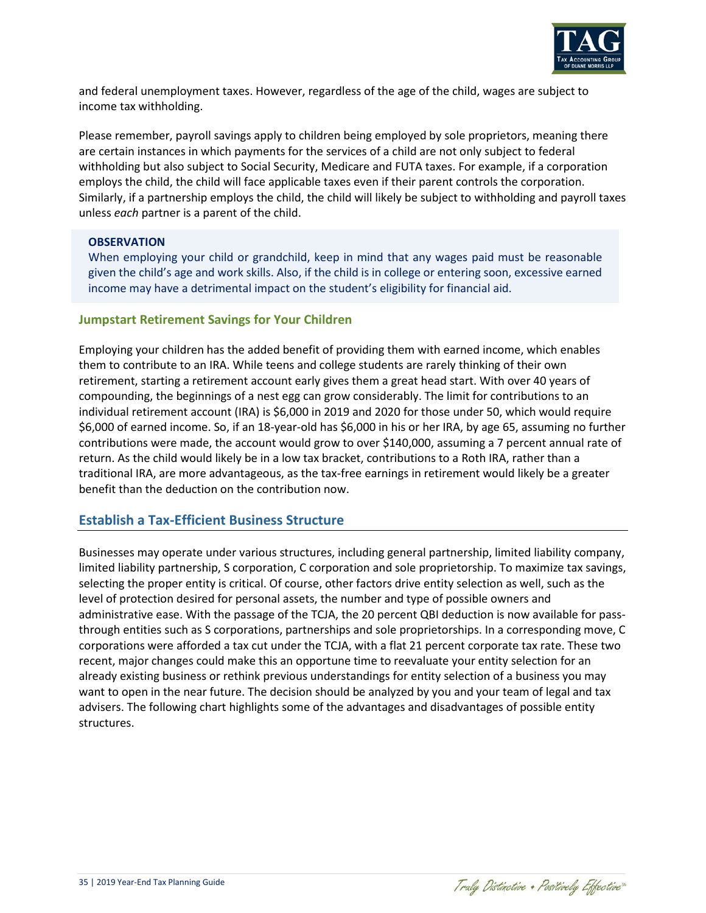and federal unemployment taxes. However, regardless of the age of the child, wages are subject to income tax withholding.

Please remember, payroll savings apply to children being employed by sole proprietors, meaning there are certain instances in which payments for the services of a child are not only subject to federal withholding but also subject to Social Security, Medicare and FUTA taxes. For example, if a corporation employs the child, the child will face applicable taxes even if their parent controls the corporation. Similarly, if a partnership employs the child, the child will likely be subject to withholding and payroll taxes unless *each* partner is a parent of the child.

> **OBSERVATION**
> When employing your child or grandchild, keep in mind that any wages paid must be reasonable given the child's age and work skills. Also, if the child is in college or entering soon, excessive earned income may have a detrimental impact on the student's eligibility for financial aid.

### Jumpstart Retirement Savings for Your Children

Employing your children has the added benefit of providing them with earned income, which enables them to contribute to an IRA. While teens and college students are rarely thinking of their own retirement, starting a retirement account early gives them a great head start. With over 40 years of compounding, the beginnings of a nest egg can grow considerably. The limit for contributions to an individual retirement account (IRA) is $6,000 in 2019 and 2020 for those under 50, which would require $6,000 of earned income. So, if an 18-year-old has $6,000 in his or her IRA, by age 65, assuming no further contributions were made, the account would grow to over $140,000, assuming a 7 percent annual rate of return. As the child would likely be in a low tax bracket, contributions to a Roth IRA, rather than a traditional IRA, are more advantageous, as the tax-free earnings in retirement would likely be a greater benefit than the deduction on the contribution now.

## Establish a Tax-Efficient Business Structure

Businesses may operate under various structures, including general partnership, limited liability company, limited liability partnership, S corporation, C corporation and sole proprietorship. To maximize tax savings, selecting the proper entity is critical. Of course, other factors drive entity selection as well, such as the level of protection desired for personal assets, the number and type of possible owners and administrative ease. With the passage of the TCJA, the 20 percent QBI deduction is now available for pass-through entities such as S corporations, partnerships and sole proprietorships. In a corresponding move, C corporations were afforded a tax cut under the TCJA, with a flat 21 percent corporate tax rate. These two recent, major changes could make this an opportune time to reevaluate your entity selection for an already existing business or rethink previous understandings for entity selection of a business you may want to open in the near future. The decision should be analyzed by you and your team of legal and tax advisers. The following chart highlights some of the advantages and disadvantages of possible entity structures.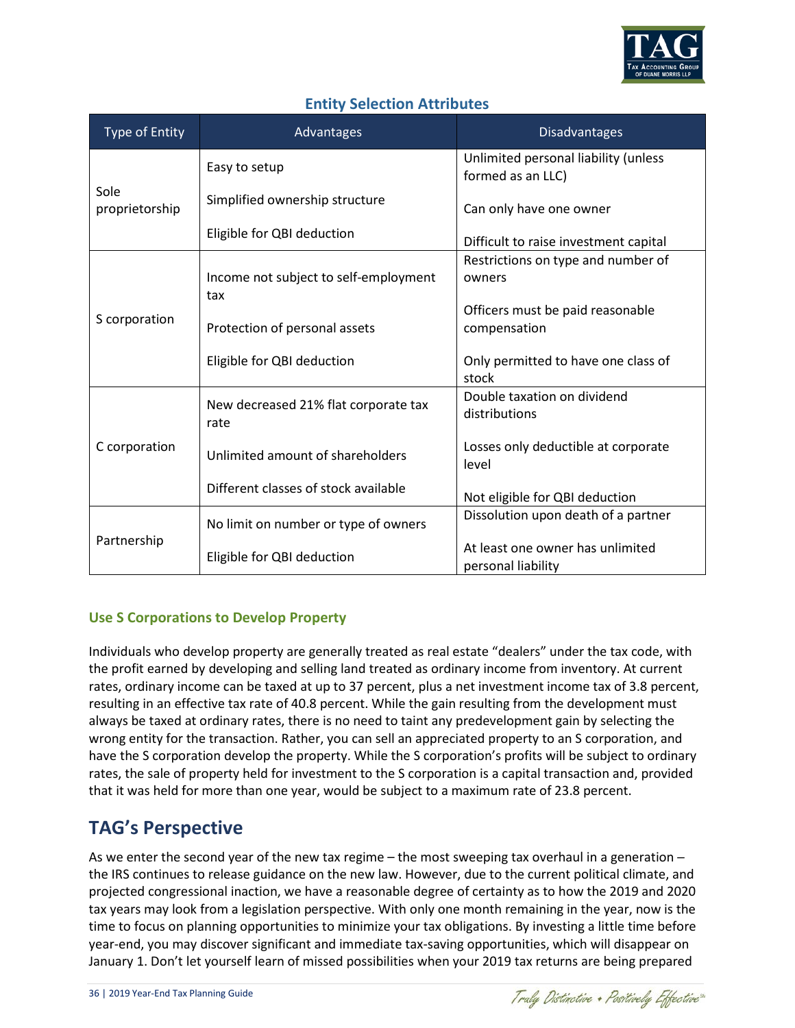### Entity Selection Attributes

| Type of Entity | Advantages | Disadvantages |
|---|---|---|
| Sole proprietorship | Easy to setup<br>Simplified ownership structure<br>Eligible for QBI deduction | Unlimited personal liability (unless formed as an LLC)<br>Can only have one owner<br>Difficult to raise investment capital |
| S corporation | Income not subject to self-employment tax<br>Protection of personal assets<br>Eligible for QBI deduction | Restrictions on type and number of owners<br>Officers must be paid reasonable compensation<br>Only permitted to have one class of stock |
| C corporation | New decreased 21% flat corporate tax rate<br>Unlimited amount of shareholders<br>Different classes of stock available | Double taxation on dividend distributions<br>Losses only deductible at corporate level<br>Not eligible for QBI deduction |
| Partnership | No limit on number or type of owners<br>Eligible for QBI deduction | Dissolution upon death of a partner<br>At least one owner has unlimited personal liability |

### Use S Corporations to Develop Property

Individuals who develop property are generally treated as real estate "dealers" under the tax code, with the profit earned by developing and selling land treated as ordinary income from inventory. At current rates, ordinary income can be taxed at up to 37 percent, plus a net investment income tax of 3.8 percent, resulting in an effective tax rate of 40.8 percent. While the gain resulting from the development must always be taxed at ordinary rates, there is no need to taint any predevelopment gain by selecting the wrong entity for the transaction. Rather, you can sell an appreciated property to an S corporation, and have the S corporation develop the property. While the S corporation's profits will be subject to ordinary rates, the sale of property held for investment to the S corporation is a capital transaction and, provided that it was held for more than one year, would be subject to a maximum rate of 23.8 percent.

## TAG's Perspective

As we enter the second year of the new tax regime – the most sweeping tax overhaul in a generation – the IRS continues to release guidance on the new law. However, due to the current political climate, and projected congressional inaction, we have a reasonable degree of certainty as to how the 2019 and 2020 tax years may look from a legislation perspective. With only one month remaining in the year, now is the time to focus on planning opportunities to minimize your tax obligations. By investing a little time before year-end, you may discover significant and immediate tax-saving opportunities, which will disappear on January 1. Don't let yourself learn of missed possibilities when your 2019 tax returns are being prepared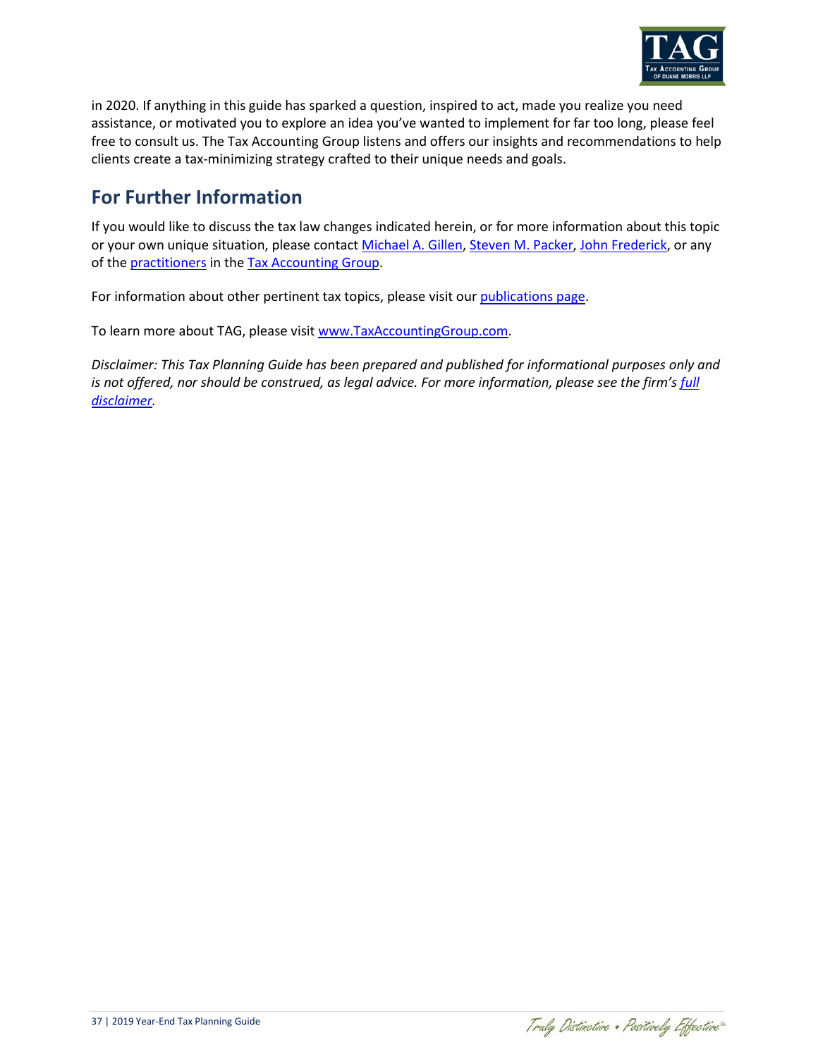in 2020. If anything in this guide has sparked a question, inspired to act, made you realize you need assistance, or motivated you to explore an idea you've wanted to implement for far too long, please feel free to consult us. The Tax Accounting Group listens and offers our insights and recommendations to help clients create a tax-minimizing strategy crafted to their unique needs and goals.

## For Further Information

If you would like to discuss the tax law changes indicated herein, or for more information about this topic or your own unique situation, please contact Michael A. Gillen, Steven M. Packer, John Frederick, or any of the practitioners in the Tax Accounting Group.

For information about other pertinent tax topics, please visit our publications page.

To learn more about TAG, please visit www.TaxAccountingGroup.com.

*Disclaimer: This Tax Planning Guide has been prepared and published for informational purposes only and is not offered, nor should be construed, as legal advice. For more information, please see the firm's full disclaimer.*